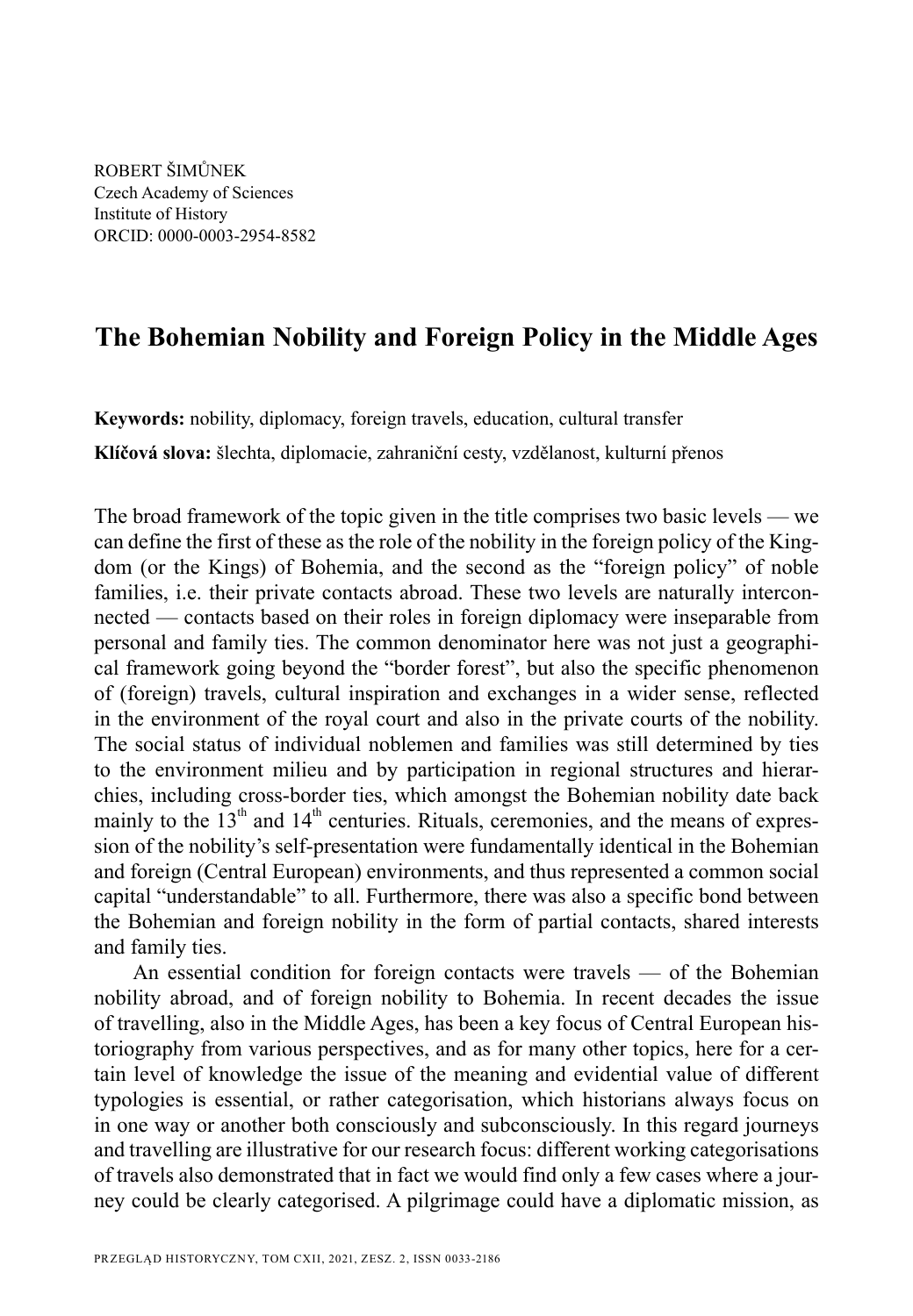ROBERT ŠIMŮNEK
Czech Academy of Sciences
Institute of History
ORCID: 0000-0003-2954-8582

# The Bohemian Nobility and Foreign Policy in the Middle Ages

**Keywords:** nobility, diplomacy, foreign travels, education, cultural transfer

**Klíčová slova:** šlechta, diplomacie, zahraniční cesty, vzdělanost, kulturní přenos

The broad framework of the topic given in the title comprises two basic levels — we can define the first of these as the role of the nobility in the foreign policy of the Kingdom (or the Kings) of Bohemia, and the second as the "foreign policy" of noble families, i.e. their private contacts abroad. These two levels are naturally interconnected — contacts based on their roles in foreign diplomacy were inseparable from personal and family ties. The common denominator here was not just a geographical framework going beyond the "border forest", but also the specific phenomenon of (foreign) travels, cultural inspiration and exchanges in a wider sense, reflected in the environment of the royal court and also in the private courts of the nobility. The social status of individual noblemen and families was still determined by ties to the environment milieu and by participation in regional structures and hierarchies, including cross-border ties, which amongst the Bohemian nobility date back mainly to the 13th and 14th centuries. Rituals, ceremonies, and the means of expression of the nobility's self-presentation were fundamentally identical in the Bohemian and foreign (Central European) environments, and thus represented a common social capital "understandable" to all. Furthermore, there was also a specific bond between the Bohemian and foreign nobility in the form of partial contacts, shared interests and family ties.

An essential condition for foreign contacts were travels — of the Bohemian nobility abroad, and of foreign nobility to Bohemia. In recent decades the issue of travelling, also in the Middle Ages, has been a key focus of Central European historiography from various perspectives, and as for many other topics, here for a certain level of knowledge the issue of the meaning and evidential value of different typologies is essential, or rather categorisation, which historians always focus on in one way or another both consciously and subconsciously. In this regard journeys and travelling are illustrative for our research focus: different working categorisations of travels also demonstrated that in fact we would find only a few cases where a journey could be clearly categorised. A pilgrimage could have a diplomatic mission, as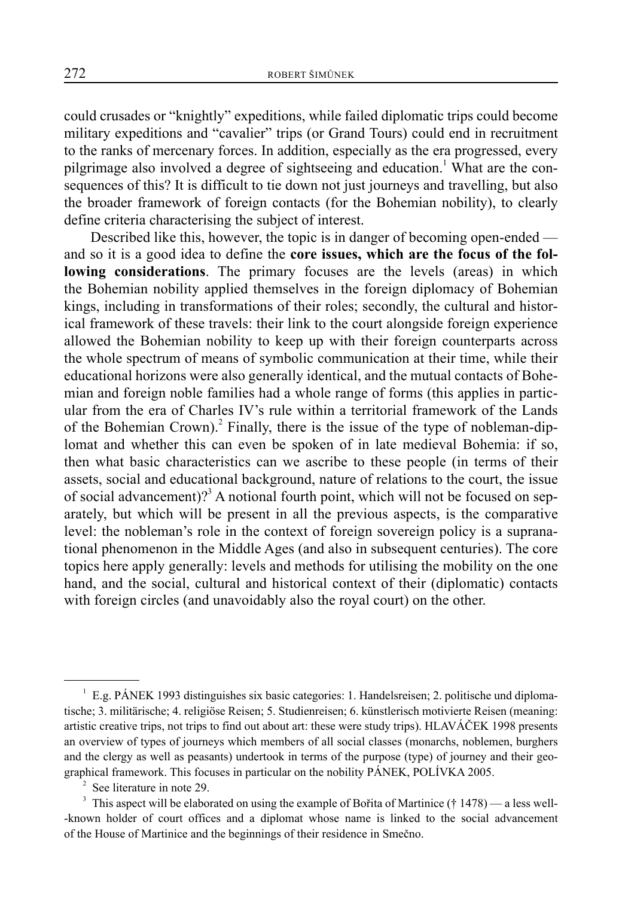could crusades or "knightly" expeditions, while failed diplomatic trips could become military expeditions and "cavalier" trips (or Grand Tours) could end in recruitment to the ranks of mercenary forces. In addition, especially as the era progressed, every pilgrimage also involved a degree of sightseeing and education.[1] What are the consequences of this? It is difficult to tie down not just journeys and travelling, but also the broader framework of foreign contacts (for the Bohemian nobility), to clearly define criteria characterising the subject of interest.

Described like this, however, the topic is in danger of becoming open-ended — and so it is a good idea to define the **core issues, which are the focus of the following considerations**. The primary focuses are the levels (areas) in which the Bohemian nobility applied themselves in the foreign diplomacy of Bohemian kings, including in transformations of their roles; secondly, the cultural and historical framework of these travels: their link to the court alongside foreign experience allowed the Bohemian nobility to keep up with their foreign counterparts across the whole spectrum of means of symbolic communication at their time, while their educational horizons were also generally identical, and the mutual contacts of Bohemian and foreign noble families had a whole range of forms (this applies in particular from the era of Charles IV's rule within a territorial framework of the Lands of the Bohemian Crown).[2] Finally, there is the issue of the type of nobleman-diplomat and whether this can even be spoken of in late medieval Bohemia: if so, then what basic characteristics can we ascribe to these people (in terms of their assets, social and educational background, nature of relations to the court, the issue of social advancement)?[3] A notional fourth point, which will not be focused on separately, but which will be present in all the previous aspects, is the comparative level: the nobleman's role in the context of foreign sovereign policy is a supranational phenomenon in the Middle Ages (and also in subsequent centuries). The core topics here apply generally: levels and methods for utilising the mobility on the one hand, and the social, cultural and historical context of their (diplomatic) contacts with foreign circles (and unavoidably also the royal court) on the other.

---

[1] E.g. PÁNEK 1993 distinguishes six basic categories: 1. Handelsreisen; 2. politische und diplomatische; 3. militärische; 4. religiöse Reisen; 5. Studienreisen; 6. künstlerisch motivierte Reisen (meaning: artistic creative trips, not trips to find out about art: these were study trips). HLAVÁČEK 1998 presents an overview of types of journeys which members of all social classes (monarchs, noblemen, burghers and the clergy as well as peasants) undertook in terms of the purpose (type) of journey and their geographical framework. This focuses in particular on the nobility PÁNEK, POLÍVKA 2005.

[2] See literature in note 29.

[3] This aspect will be elaborated on using the example of Bořita of Martinice († 1478) — a less well-known holder of court offices and a diplomat whose name is linked to the social advancement of the House of Martinice and the beginnings of their residence in Smečno.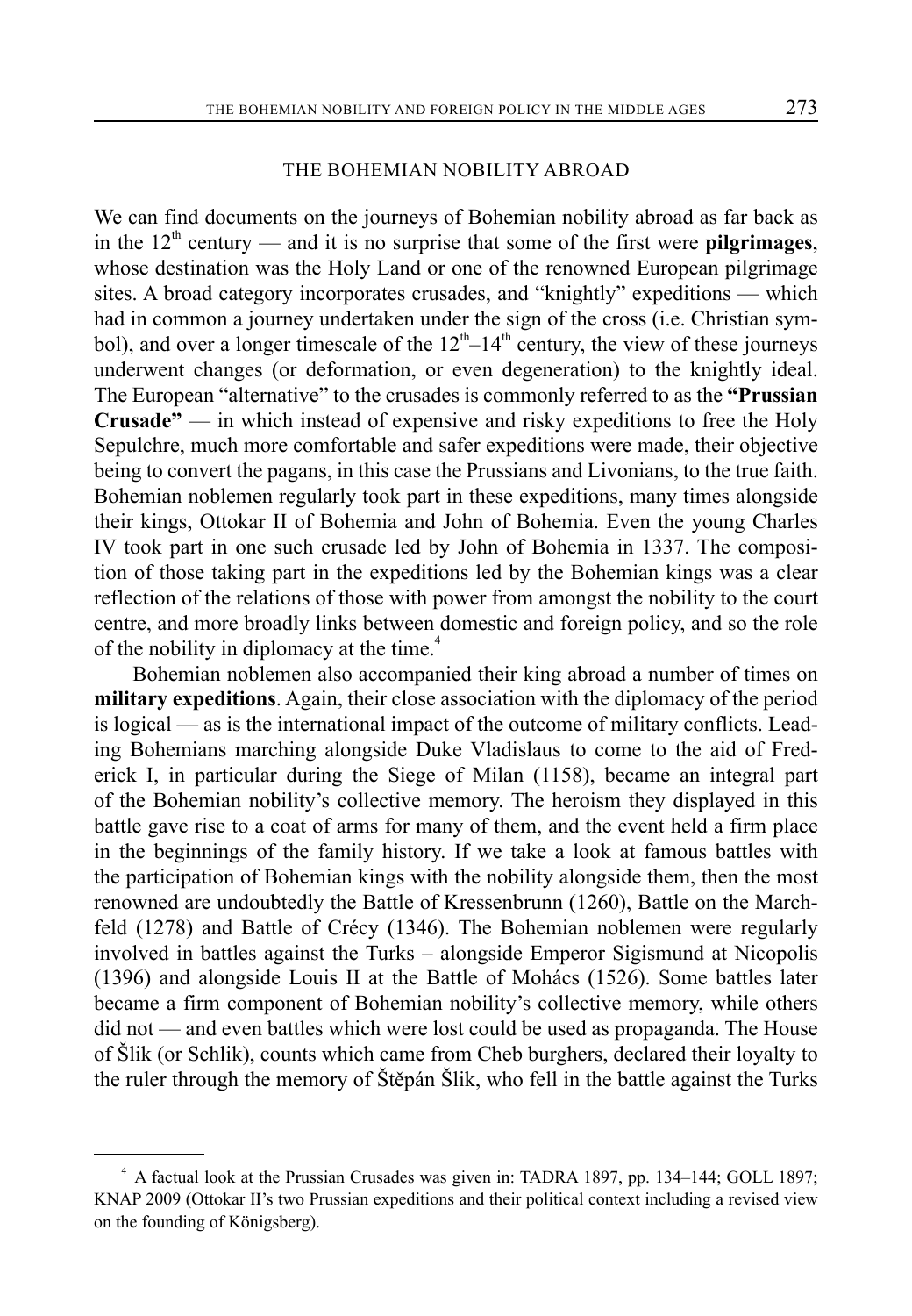## THE BOHEMIAN NOBILITY ABROAD

We can find documents on the journeys of Bohemian nobility abroad as far back as in the 12th century — and it is no surprise that some of the first were **pilgrimages**, whose destination was the Holy Land or one of the renowned European pilgrimage sites. A broad category incorporates crusades, and "knightly" expeditions — which had in common a journey undertaken under the sign of the cross (i.e. Christian symbol), and over a longer timescale of the 12th–14th century, the view of these journeys underwent changes (or deformation, or even degeneration) to the knightly ideal. The European "alternative" to the crusades is commonly referred to as the **"Prussian Crusade"** — in which instead of expensive and risky expeditions to free the Holy Sepulchre, much more comfortable and safer expeditions were made, their objective being to convert the pagans, in this case the Prussians and Livonians, to the true faith. Bohemian noblemen regularly took part in these expeditions, many times alongside their kings, Ottokar II of Bohemia and John of Bohemia. Even the young Charles IV took part in one such crusade led by John of Bohemia in 1337. The composition of those taking part in the expeditions led by the Bohemian kings was a clear reflection of the relations of those with power from amongst the nobility to the court centre, and more broadly links between domestic and foreign policy, and so the role of the nobility in diplomacy at the time.[4]

Bohemian noblemen also accompanied their king abroad a number of times on **military expeditions**. Again, their close association with the diplomacy of the period is logical — as is the international impact of the outcome of military conflicts. Leading Bohemians marching alongside Duke Vladislaus to come to the aid of Frederick I, in particular during the Siege of Milan (1158), became an integral part of the Bohemian nobility's collective memory. The heroism they displayed in this battle gave rise to a coat of arms for many of them, and the event held a firm place in the beginnings of the family history. If we take a look at famous battles with the participation of Bohemian kings with the nobility alongside them, then the most renowned are undoubtedly the Battle of Kressenbrunn (1260), Battle on the Marchfeld (1278) and Battle of Crécy (1346). The Bohemian noblemen were regularly involved in battles against the Turks – alongside Emperor Sigismund at Nicopolis (1396) and alongside Louis II at the Battle of Mohács (1526). Some battles later became a firm component of Bohemian nobility's collective memory, while others did not — and even battles which were lost could be used as propaganda. The House of Šlik (or Schlik), counts which came from Cheb burghers, declared their loyalty to the ruler through the memory of Štěpán Šlik, who fell in the battle against the Turks

---

[4] A factual look at the Prussian Crusades was given in: TADRA 1897, pp. 134–144; GOLL 1897; KNAP 2009 (Ottokar II's two Prussian expeditions and their political context including a revised view on the founding of Königsberg).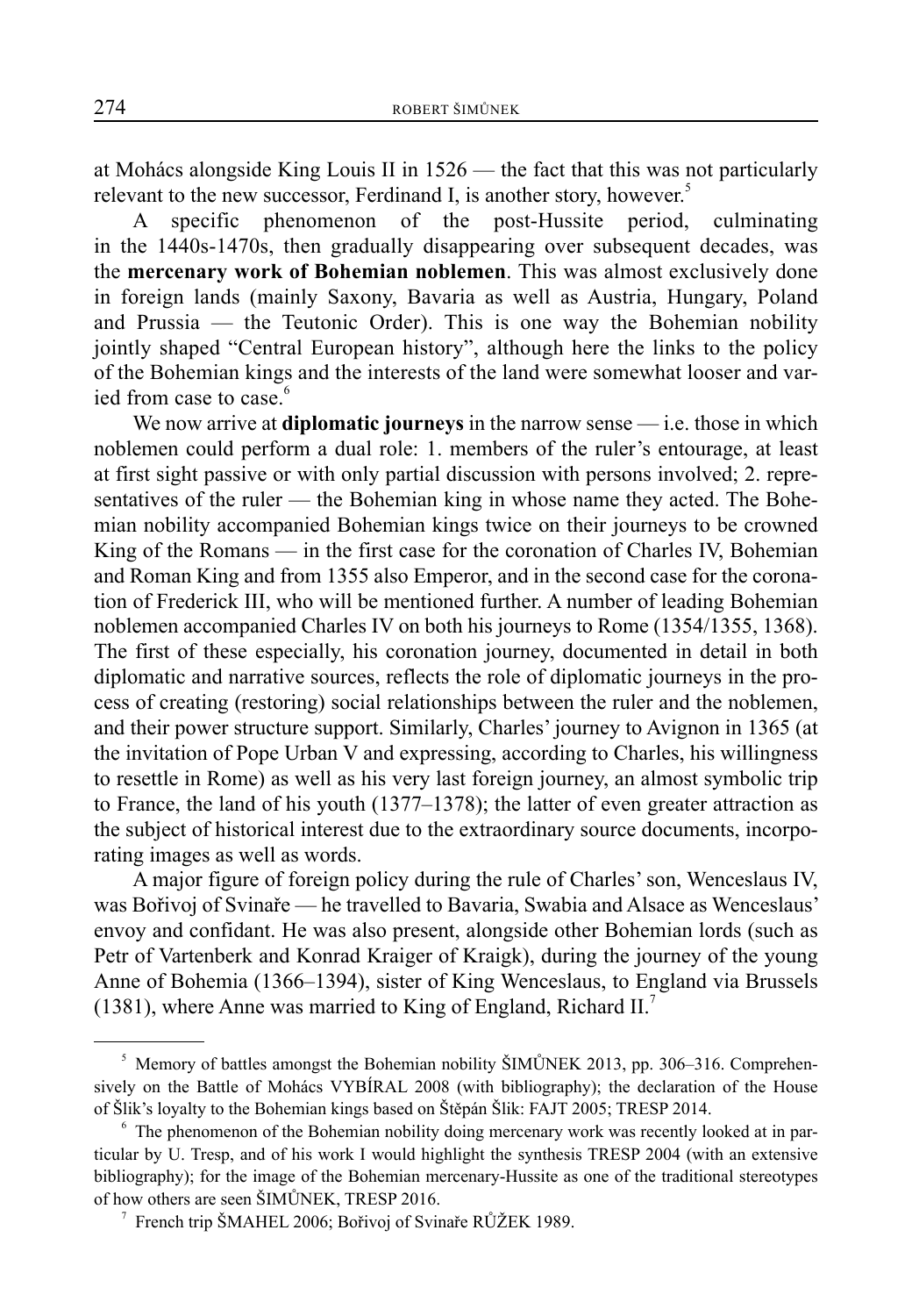at Mohács alongside King Louis II in 1526 — the fact that this was not particularly relevant to the new successor, Ferdinand I, is another story, however.[5]

A specific phenomenon of the post-Hussite period, culminating in the 1440s-1470s, then gradually disappearing over subsequent decades, was the **mercenary work of Bohemian noblemen**. This was almost exclusively done in foreign lands (mainly Saxony, Bavaria as well as Austria, Hungary, Poland and Prussia — the Teutonic Order). This is one way the Bohemian nobility jointly shaped "Central European history", although here the links to the policy of the Bohemian kings and the interests of the land were somewhat looser and varied from case to case.[6]

We now arrive at **diplomatic journeys** in the narrow sense — i.e. those in which noblemen could perform a dual role: 1. members of the ruler's entourage, at least at first sight passive or with only partial discussion with persons involved; 2. representatives of the ruler — the Bohemian king in whose name they acted. The Bohemian nobility accompanied Bohemian kings twice on their journeys to be crowned King of the Romans — in the first case for the coronation of Charles IV, Bohemian and Roman King and from 1355 also Emperor, and in the second case for the coronation of Frederick III, who will be mentioned further. A number of leading Bohemian noblemen accompanied Charles IV on both his journeys to Rome (1354/1355, 1368). The first of these especially, his coronation journey, documented in detail in both diplomatic and narrative sources, reflects the role of diplomatic journeys in the process of creating (restoring) social relationships between the ruler and the noblemen, and their power structure support. Similarly, Charles' journey to Avignon in 1365 (at the invitation of Pope Urban V and expressing, according to Charles, his willingness to resettle in Rome) as well as his very last foreign journey, an almost symbolic trip to France, the land of his youth (1377–1378); the latter of even greater attraction as the subject of historical interest due to the extraordinary source documents, incorporating images as well as words.

A major figure of foreign policy during the rule of Charles' son, Wenceslaus IV, was Bořivoj of Svinaře — he travelled to Bavaria, Swabia and Alsace as Wenceslaus' envoy and confidant. He was also present, alongside other Bohemian lords (such as Petr of Vartenberk and Konrad Kraiger of Kraigk), during the journey of the young Anne of Bohemia (1366–1394), sister of King Wenceslaus, to England via Brussels (1381), where Anne was married to King of England, Richard II.[7]

---

[5] Memory of battles amongst the Bohemian nobility ŠIMŮNEK 2013, pp. 306–316. Comprehensively on the Battle of Mohács VYBÍRAL 2008 (with bibliography); the declaration of the House of Šlik's loyalty to the Bohemian kings based on Štěpán Šlik: FAJT 2005; TRESP 2014.

[6] The phenomenon of the Bohemian nobility doing mercenary work was recently looked at in particular by U. Tresp, and of his work I would highlight the synthesis TRESP 2004 (with an extensive bibliography); for the image of the Bohemian mercenary-Hussite as one of the traditional stereotypes of how others are seen ŠIMŮNEK, TRESP 2016.

[7] French trip ŠMAHEL 2006; Bořivoj of Svinaře RŮŽEK 1989.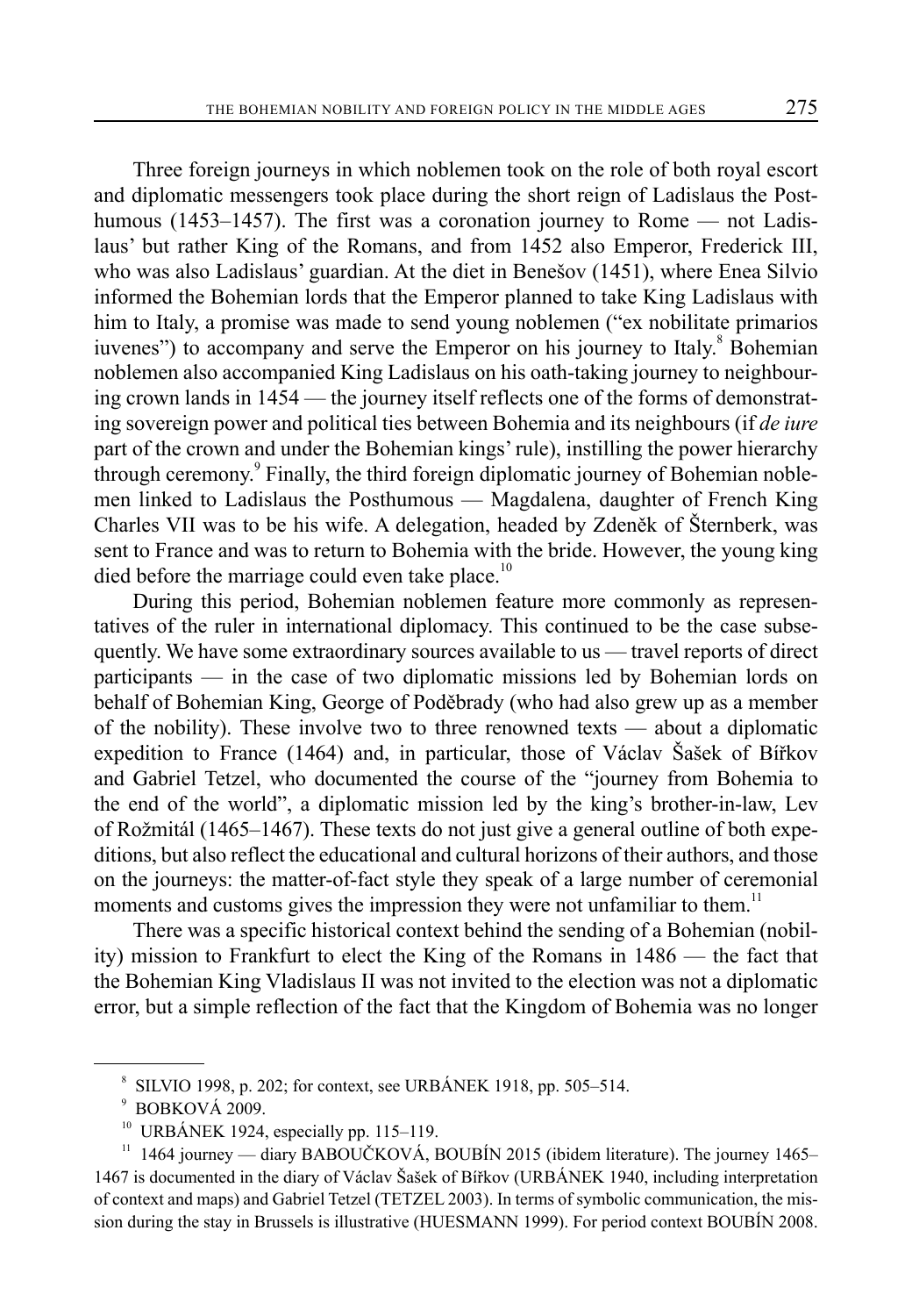Three foreign journeys in which noblemen took on the role of both royal escort and diplomatic messengers took place during the short reign of Ladislaus the Posthumous (1453–1457). The first was a coronation journey to Rome — not Ladislaus' but rather King of the Romans, and from 1452 also Emperor, Frederick III, who was also Ladislaus' guardian. At the diet in Benešov (1451), where Enea Silvio informed the Bohemian lords that the Emperor planned to take King Ladislaus with him to Italy, a promise was made to send young noblemen ("ex nobilitate primarios iuvenes") to accompany and serve the Emperor on his journey to Italy.[8] Bohemian noblemen also accompanied King Ladislaus on his oath-taking journey to neighbouring crown lands in 1454 — the journey itself reflects one of the forms of demonstrating sovereign power and political ties between Bohemia and its neighbours (if *de iure* part of the crown and under the Bohemian kings' rule), instilling the power hierarchy through ceremony.[9] Finally, the third foreign diplomatic journey of Bohemian noblemen linked to Ladislaus the Posthumous — Magdalena, daughter of French King Charles VII was to be his wife. A delegation, headed by Zdeněk of Šternberk, was sent to France and was to return to Bohemia with the bride. However, the young king died before the marriage could even take place.[10]

During this period, Bohemian noblemen feature more commonly as representatives of the ruler in international diplomacy. This continued to be the case subsequently. We have some extraordinary sources available to us — travel reports of direct participants — in the case of two diplomatic missions led by Bohemian lords on behalf of Bohemian King, George of Poděbrady (who had also grew up as a member of the nobility). These involve two to three renowned texts — about a diplomatic expedition to France (1464) and, in particular, those of Václav Šašek of Bířkov and Gabriel Tetzel, who documented the course of the "journey from Bohemia to the end of the world", a diplomatic mission led by the king's brother-in-law, Lev of Rožmitál (1465–1467). These texts do not just give a general outline of both expeditions, but also reflect the educational and cultural horizons of their authors, and those on the journeys: the matter-of-fact style they speak of a large number of ceremonial moments and customs gives the impression they were not unfamiliar to them.[11]

There was a specific historical context behind the sending of a Bohemian (nobility) mission to Frankfurt to elect the King of the Romans in 1486 — the fact that the Bohemian King Vladislaus II was not invited to the election was not a diplomatic error, but a simple reflection of the fact that the Kingdom of Bohemia was no longer

---

[8] SILVIO 1998, p. 202; for context, see URBÁNEK 1918, pp. 505–514.

[9] BOBKOVÁ 2009.

[10] URBÁNEK 1924, especially pp. 115–119.

[11] 1464 journey — diary BABOUČKOVÁ, BOUBÍN 2015 (ibidem literature). The journey 1465–1467 is documented in the diary of Václav Šašek of Bířkov (URBÁNEK 1940, including interpretation of context and maps) and Gabriel Tetzel (TETZEL 2003). In terms of symbolic communication, the mission during the stay in Brussels is illustrative (HUESMANN 1999). For period context BOUBÍN 2008.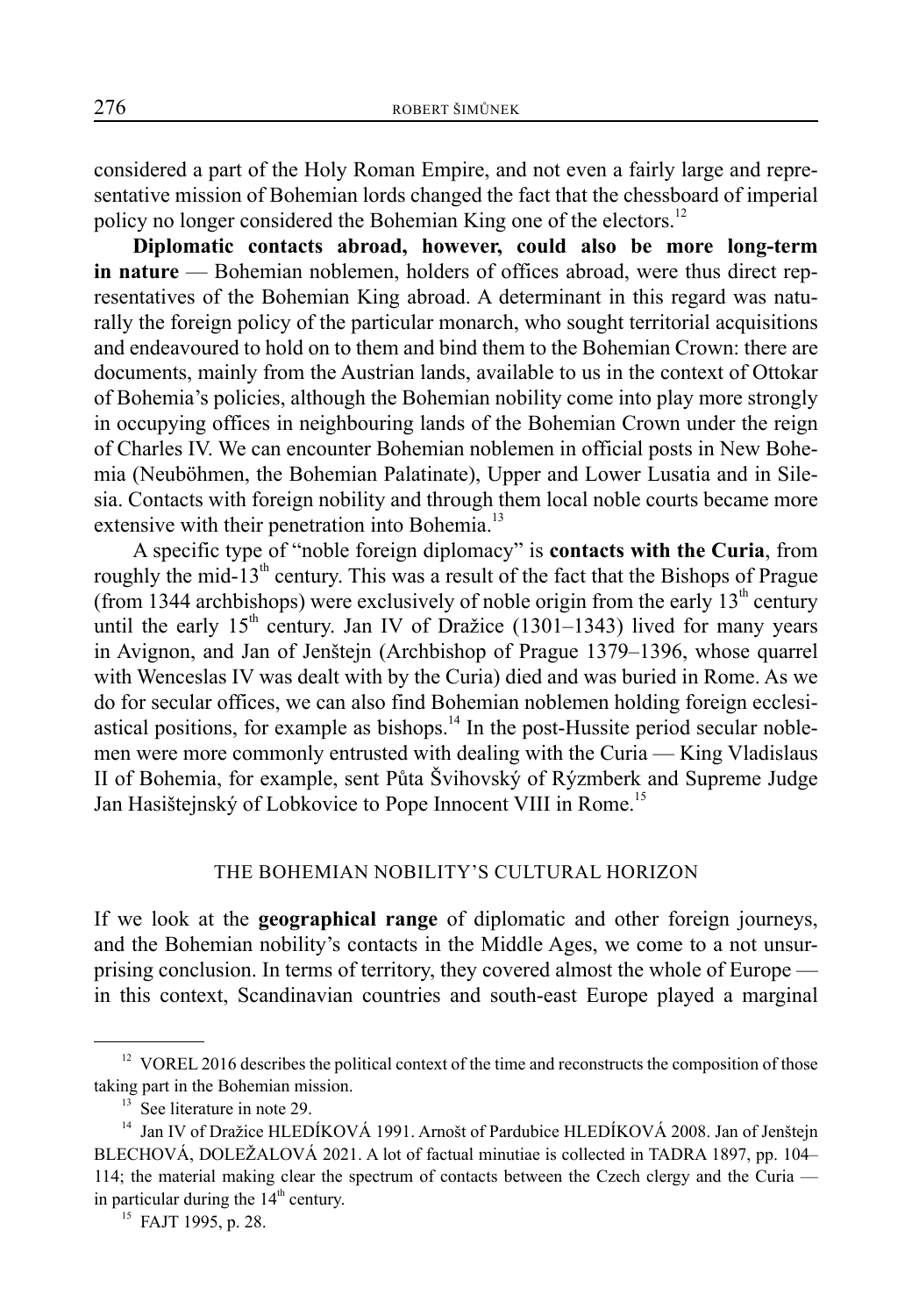considered a part of the Holy Roman Empire, and not even a fairly large and representative mission of Bohemian lords changed the fact that the chessboard of imperial policy no longer considered the Bohemian King one of the electors.[12]

**Diplomatic contacts abroad, however, could also be more long-term in nature** — Bohemian noblemen, holders of offices abroad, were thus direct representatives of the Bohemian King abroad. A determinant in this regard was naturally the foreign policy of the particular monarch, who sought territorial acquisitions and endeavoured to hold on to them and bind them to the Bohemian Crown: there are documents, mainly from the Austrian lands, available to us in the context of Ottokar of Bohemia's policies, although the Bohemian nobility come into play more strongly in occupying offices in neighbouring lands of the Bohemian Crown under the reign of Charles IV. We can encounter Bohemian noblemen in official posts in New Bohemia (Neuböhmen, the Bohemian Palatinate), Upper and Lower Lusatia and in Silesia. Contacts with foreign nobility and through them local noble courts became more extensive with their penetration into Bohemia.[13]

A specific type of "noble foreign diplomacy" is **contacts with the Curia**, from roughly the mid-13th century. This was a result of the fact that the Bishops of Prague (from 1344 archbishops) were exclusively of noble origin from the early 13th century until the early 15th century. Jan IV of Dražice (1301–1343) lived for many years in Avignon, and Jan of Jenštejn (Archbishop of Prague 1379–1396, whose quarrel with Wenceslas IV was dealt with by the Curia) died and was buried in Rome. As we do for secular offices, we can also find Bohemian noblemen holding foreign ecclesiastical positions, for example as bishops.[14] In the post-Hussite period secular noblemen were more commonly entrusted with dealing with the Curia — King Vladislaus II of Bohemia, for example, sent Půta Švihovský of Rýzmberk and Supreme Judge Jan Hasištejnský of Lobkovice to Pope Innocent VIII in Rome.[15]

## THE BOHEMIAN NOBILITY'S CULTURAL HORIZON

If we look at the **geographical range** of diplomatic and other foreign journeys, and the Bohemian nobility's contacts in the Middle Ages, we come to a not unsurprising conclusion. In terms of territory, they covered almost the whole of Europe — in this context, Scandinavian countries and south-east Europe played a marginal

---

[12] VOREL 2016 describes the political context of the time and reconstructs the composition of those taking part in the Bohemian mission.

[13] See literature in note 29.

[14] Jan IV of Dražice HLEDÍKOVÁ 1991. Arnošt of Pardubice HLEDÍKOVÁ 2008. Jan of Jenštejn BLECHOVÁ, DOLEŽALOVÁ 2021. A lot of factual minutiae is collected in TADRA 1897, pp. 104–114; the material making clear the spectrum of contacts between the Czech clergy and the Curia — in particular during the 14th century.

[15] FAJT 1995, p. 28.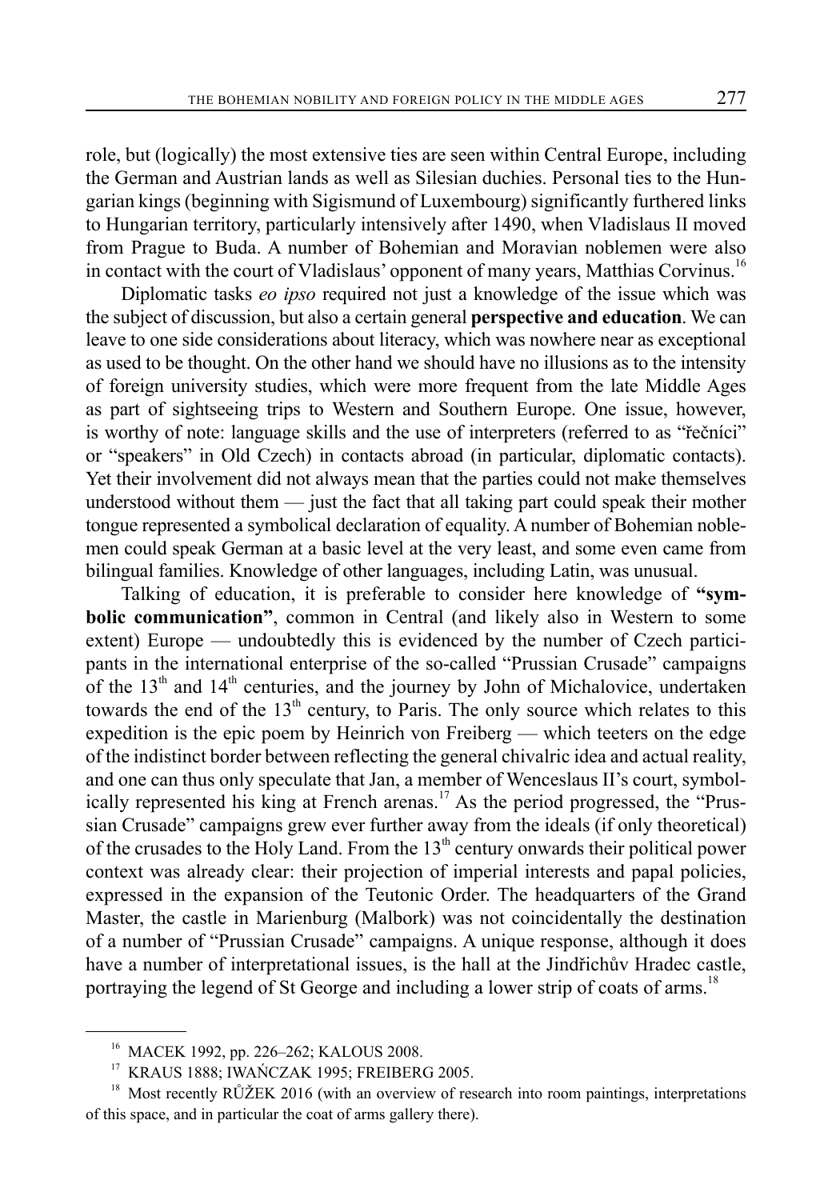role, but (logically) the most extensive ties are seen within Central Europe, including the German and Austrian lands as well as Silesian duchies. Personal ties to the Hungarian kings (beginning with Sigismund of Luxembourg) significantly furthered links to Hungarian territory, particularly intensively after 1490, when Vladislaus II moved from Prague to Buda. A number of Bohemian and Moravian noblemen were also in contact with the court of Vladislaus' opponent of many years, Matthias Corvinus.[16]

Diplomatic tasks *eo ipso* required not just a knowledge of the issue which was the subject of discussion, but also a certain general **perspective and education**. We can leave to one side considerations about literacy, which was nowhere near as exceptional as used to be thought. On the other hand we should have no illusions as to the intensity of foreign university studies, which were more frequent from the late Middle Ages as part of sightseeing trips to Western and Southern Europe. One issue, however, is worthy of note: language skills and the use of interpreters (referred to as "řečníci" or "speakers" in Old Czech) in contacts abroad (in particular, diplomatic contacts). Yet their involvement did not always mean that the parties could not make themselves understood without them — just the fact that all taking part could speak their mother tongue represented a symbolical declaration of equality. A number of Bohemian noblemen could speak German at a basic level at the very least, and some even came from bilingual families. Knowledge of other languages, including Latin, was unusual.

Talking of education, it is preferable to consider here knowledge of **"symbolic communication"**, common in Central (and likely also in Western to some extent) Europe — undoubtedly this is evidenced by the number of Czech participants in the international enterprise of the so-called "Prussian Crusade" campaigns of the 13th and 14th centuries, and the journey by John of Michalovice, undertaken towards the end of the 13th century, to Paris. The only source which relates to this expedition is the epic poem by Heinrich von Freiberg — which teeters on the edge of the indistinct border between reflecting the general chivalric idea and actual reality, and one can thus only speculate that Jan, a member of Wenceslaus II's court, symbolically represented his king at French arenas.[17] As the period progressed, the "Prussian Crusade" campaigns grew ever further away from the ideals (if only theoretical) of the crusades to the Holy Land. From the 13th century onwards their political power context was already clear: their projection of imperial interests and papal policies, expressed in the expansion of the Teutonic Order. The headquarters of the Grand Master, the castle in Marienburg (Malbork) was not coincidentally the destination of a number of "Prussian Crusade" campaigns. A unique response, although it does have a number of interpretational issues, is the hall at the Jindřichův Hradec castle, portraying the legend of St George and including a lower strip of coats of arms.[18]

---

[16] MACEK 1992, pp. 226–262; KALOUS 2008.

[17] KRAUS 1888; IWAŃCZAK 1995; FREIBERG 2005.

[18] Most recently RŮŽEK 2016 (with an overview of research into room paintings, interpretations of this space, and in particular the coat of arms gallery there).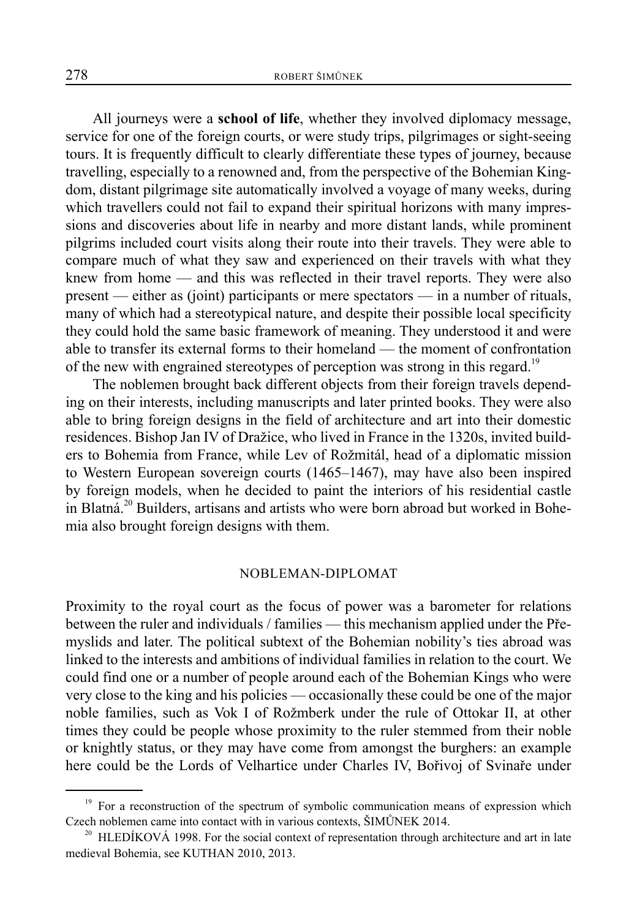All journeys were a **school of life**, whether they involved diplomacy message, service for one of the foreign courts, or were study trips, pilgrimages or sight-seeing tours. It is frequently difficult to clearly differentiate these types of journey, because travelling, especially to a renowned and, from the perspective of the Bohemian Kingdom, distant pilgrimage site automatically involved a voyage of many weeks, during which travellers could not fail to expand their spiritual horizons with many impressions and discoveries about life in nearby and more distant lands, while prominent pilgrims included court visits along their route into their travels. They were able to compare much of what they saw and experienced on their travels with what they knew from home — and this was reflected in their travel reports. They were also present — either as (joint) participants or mere spectators — in a number of rituals, many of which had a stereotypical nature, and despite their possible local specificity they could hold the same basic framework of meaning. They understood it and were able to transfer its external forms to their homeland — the moment of confrontation of the new with engrained stereotypes of perception was strong in this regard.[19]

The noblemen brought back different objects from their foreign travels depending on their interests, including manuscripts and later printed books. They were also able to bring foreign designs in the field of architecture and art into their domestic residences. Bishop Jan IV of Dražice, who lived in France in the 1320s, invited builders to Bohemia from France, while Lev of Rožmitál, head of a diplomatic mission to Western European sovereign courts (1465–1467), may have also been inspired by foreign models, when he decided to paint the interiors of his residential castle in Blatná.[20] Builders, artisans and artists who were born abroad but worked in Bohemia also brought foreign designs with them.

## NOBLEMAN-DIPLOMAT

Proximity to the royal court as the focus of power was a barometer for relations between the ruler and individuals / families — this mechanism applied under the Přemyslids and later. The political subtext of the Bohemian nobility's ties abroad was linked to the interests and ambitions of individual families in relation to the court. We could find one or a number of people around each of the Bohemian Kings who were very close to the king and his policies — occasionally these could be one of the major noble families, such as Vok I of Rožmberk under the rule of Ottokar II, at other times they could be people whose proximity to the ruler stemmed from their noble or knightly status, or they may have come from amongst the burghers: an example here could be the Lords of Velhartice under Charles IV, Bořivoj of Svinaře under

[19] For a reconstruction of the spectrum of symbolic communication means of expression which Czech noblemen came into contact with in various contexts, ŠIMŮNEK 2014.

[20] HLEDÍKOVÁ 1998. For the social context of representation through architecture and art in late medieval Bohemia, see KUTHAN 2010, 2013.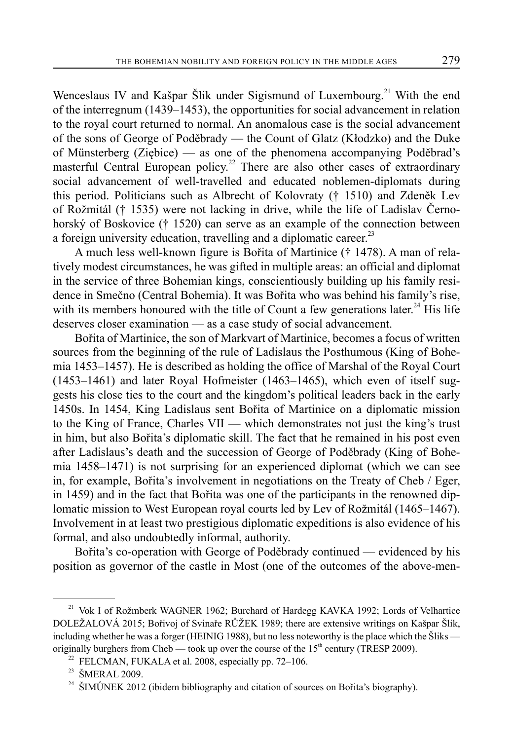Wenceslaus IV and Kašpar Šlik under Sigismund of Luxembourg.[21] With the end of the interregnum (1439–1453), the opportunities for social advancement in relation to the royal court returned to normal. An anomalous case is the social advancement of the sons of George of Poděbrady — the Count of Glatz (Kłodzko) and the Duke of Münsterberg (Ziębice) — as one of the phenomena accompanying Poděbrad's masterful Central European policy.[22] There are also other cases of extraordinary social advancement of well-travelled and educated noblemen-diplomats during this period. Politicians such as Albrecht of Kolovraty († 1510) and Zdeněk Lev of Rožmitál († 1535) were not lacking in drive, while the life of Ladislav Černohorský of Boskovice († 1520) can serve as an example of the connection between a foreign university education, travelling and a diplomatic career.[23]

A much less well-known figure is Bořita of Martinice († 1478). A man of relatively modest circumstances, he was gifted in multiple areas: an official and diplomat in the service of three Bohemian kings, conscientiously building up his family residence in Smečno (Central Bohemia). It was Bořita who was behind his family's rise, with its members honoured with the title of Count a few generations later.[24] His life deserves closer examination — as a case study of social advancement.

Bořita of Martinice, the son of Markvart of Martinice, becomes a focus of written sources from the beginning of the rule of Ladislaus the Posthumous (King of Bohemia 1453–1457). He is described as holding the office of Marshal of the Royal Court (1453–1461) and later Royal Hofmeister (1463–1465), which even of itself suggests his close ties to the court and the kingdom's political leaders back in the early 1450s. In 1454, King Ladislaus sent Bořita of Martinice on a diplomatic mission to the King of France, Charles VII — which demonstrates not just the king's trust in him, but also Bořita's diplomatic skill. The fact that he remained in his post even after Ladislaus's death and the succession of George of Poděbrady (King of Bohemia 1458–1471) is not surprising for an experienced diplomat (which we can see in, for example, Bořita's involvement in negotiations on the Treaty of Cheb / Eger, in 1459) and in the fact that Bořita was one of the participants in the renowned diplomatic mission to West European royal courts led by Lev of Rožmitál (1465–1467). Involvement in at least two prestigious diplomatic expeditions is also evidence of his formal, and also undoubtedly informal, authority.

Bořita's co-operation with George of Poděbrady continued — evidenced by his position as governor of the castle in Most (one of the outcomes of the above-men-

---

[21] Vok I of Rožmberk WAGNER 1962; Burchard of Hardegg KAVKA 1992; Lords of Velhartice DOLEŽALOVÁ 2015; Bořivoj of Svinaře RŮŽEK 1989; there are extensive writings on Kašpar Šlik, including whether he was a forger (HEINIG 1988), but no less noteworthy is the place which the Šliks — originally burghers from Cheb — took up over the course of the 15th century (TRESP 2009).

[22] FELCMAN, FUKALA et al. 2008, especially pp. 72–106.

[23] ŠMERAL 2009.

[24] ŠIMŮNEK 2012 (ibidem bibliography and citation of sources on Bořita's biography).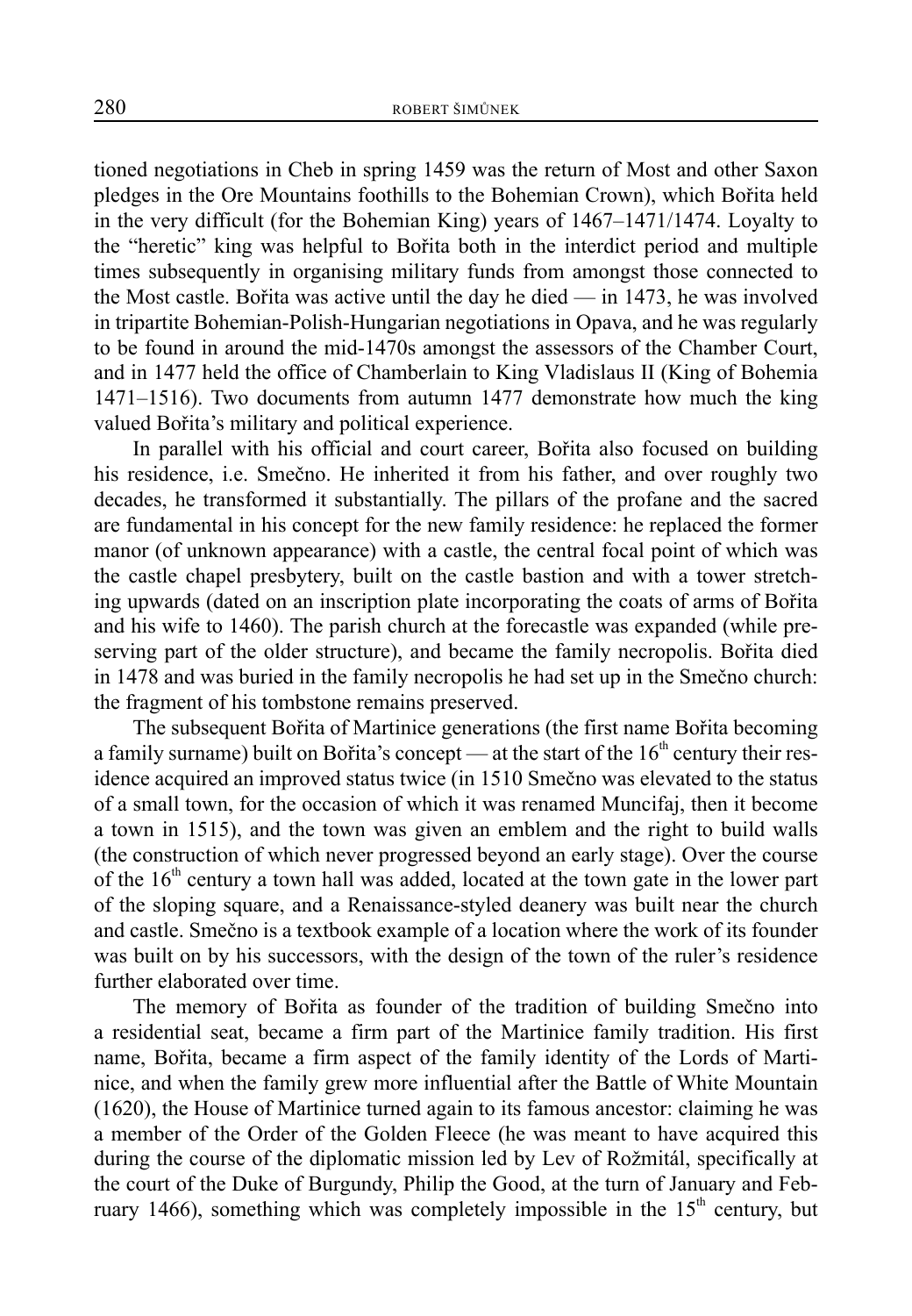tioned negotiations in Cheb in spring 1459 was the return of Most and other Saxon pledges in the Ore Mountains foothills to the Bohemian Crown), which Bořita held in the very difficult (for the Bohemian King) years of 1467–1471/1474. Loyalty to the "heretic" king was helpful to Bořita both in the interdict period and multiple times subsequently in organising military funds from amongst those connected to the Most castle. Bořita was active until the day he died — in 1473, he was involved in tripartite Bohemian-Polish-Hungarian negotiations in Opava, and he was regularly to be found in around the mid-1470s amongst the assessors of the Chamber Court, and in 1477 held the office of Chamberlain to King Vladislaus II (King of Bohemia 1471–1516). Two documents from autumn 1477 demonstrate how much the king valued Bořita's military and political experience.

In parallel with his official and court career, Bořita also focused on building his residence, i.e. Smečno. He inherited it from his father, and over roughly two decades, he transformed it substantially. The pillars of the profane and the sacred are fundamental in his concept for the new family residence: he replaced the former manor (of unknown appearance) with a castle, the central focal point of which was the castle chapel presbytery, built on the castle bastion and with a tower stretching upwards (dated on an inscription plate incorporating the coats of arms of Bořita and his wife to 1460). The parish church at the forecastle was expanded (while preserving part of the older structure), and became the family necropolis. Bořita died in 1478 and was buried in the family necropolis he had set up in the Smečno church: the fragment of his tombstone remains preserved.

The subsequent Bořita of Martinice generations (the first name Bořita becoming a family surname) built on Bořita's concept — at the start of the 16th century their residence acquired an improved status twice (in 1510 Smečno was elevated to the status of a small town, for the occasion of which it was renamed Muncifaj, then it become a town in 1515), and the town was given an emblem and the right to build walls (the construction of which never progressed beyond an early stage). Over the course of the 16th century a town hall was added, located at the town gate in the lower part of the sloping square, and a Renaissance-styled deanery was built near the church and castle. Smečno is a textbook example of a location where the work of its founder was built on by his successors, with the design of the town of the ruler's residence further elaborated over time.

The memory of Bořita as founder of the tradition of building Smečno into a residential seat, became a firm part of the Martinice family tradition. His first name, Bořita, became a firm aspect of the family identity of the Lords of Martinice, and when the family grew more influential after the Battle of White Mountain (1620), the House of Martinice turned again to its famous ancestor: claiming he was a member of the Order of the Golden Fleece (he was meant to have acquired this during the course of the diplomatic mission led by Lev of Rožmitál, specifically at the court of the Duke of Burgundy, Philip the Good, at the turn of January and February 1466), something which was completely impossible in the 15th century, but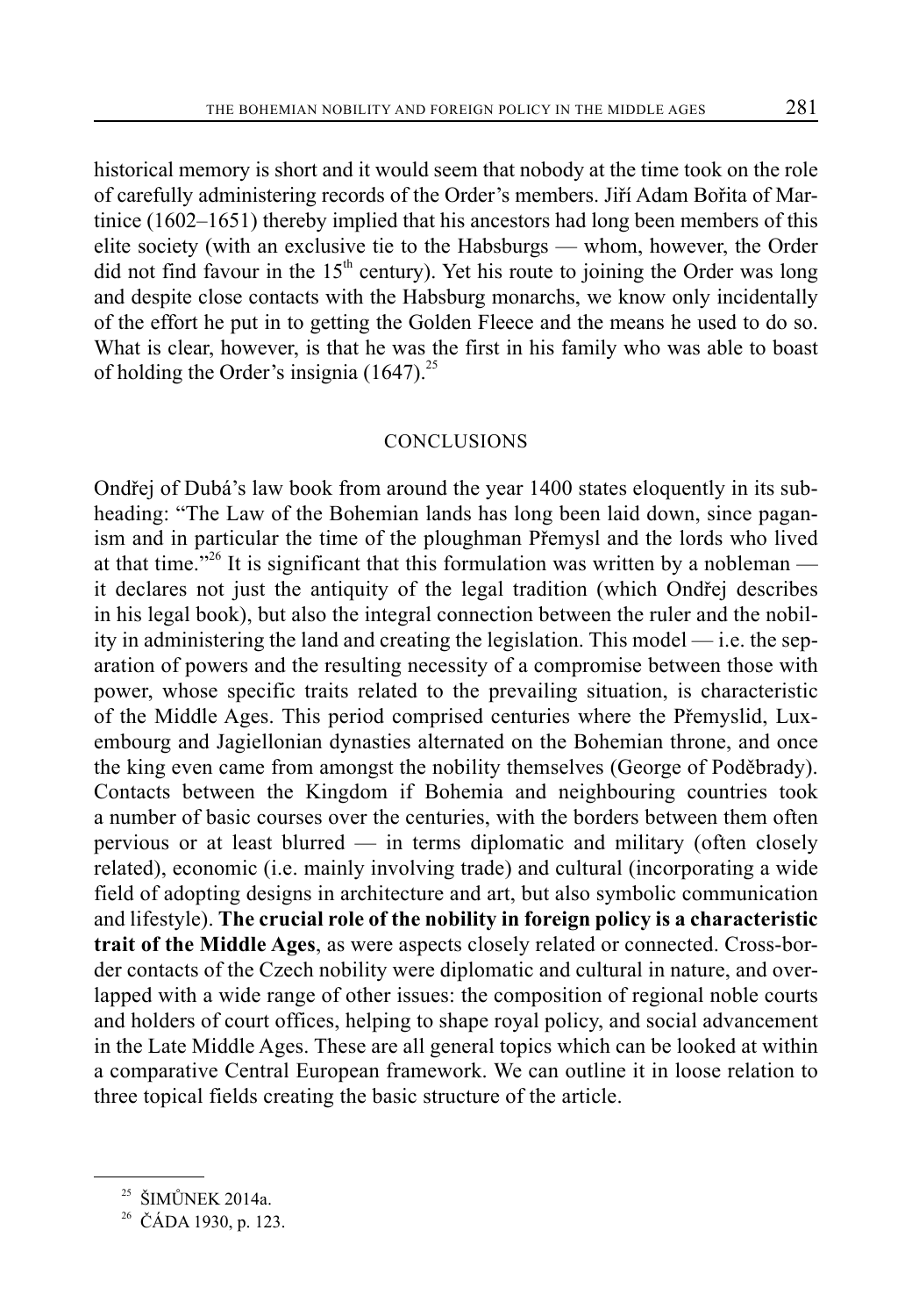historical memory is short and it would seem that nobody at the time took on the role of carefully administering records of the Order's members. Jiří Adam Bořita of Martinice (1602–1651) thereby implied that his ancestors had long been members of this elite society (with an exclusive tie to the Habsburgs — whom, however, the Order did not find favour in the 15th century). Yet his route to joining the Order was long and despite close contacts with the Habsburg monarchs, we know only incidentally of the effort he put in to getting the Golden Fleece and the means he used to do so. What is clear, however, is that he was the first in his family who was able to boast of holding the Order's insignia (1647).[25]

## CONCLUSIONS

Ondřej of Dubá's law book from around the year 1400 states eloquently in its subheading: "The Law of the Bohemian lands has long been laid down, since paganism and in particular the time of the ploughman Přemysl and the lords who lived at that time."[26] It is significant that this formulation was written by a nobleman — it declares not just the antiquity of the legal tradition (which Ondřej describes in his legal book), but also the integral connection between the ruler and the nobility in administering the land and creating the legislation. This model — i.e. the separation of powers and the resulting necessity of a compromise between those with power, whose specific traits related to the prevailing situation, is characteristic of the Middle Ages. This period comprised centuries where the Přemyslid, Luxembourg and Jagiellonian dynasties alternated on the Bohemian throne, and once the king even came from amongst the nobility themselves (George of Poděbrady). Contacts between the Kingdom if Bohemia and neighbouring countries took a number of basic courses over the centuries, with the borders between them often pervious or at least blurred — in terms diplomatic and military (often closely related), economic (i.e. mainly involving trade) and cultural (incorporating a wide field of adopting designs in architecture and art, but also symbolic communication and lifestyle). **The crucial role of the nobility in foreign policy is a characteristic trait of the Middle Ages**, as were aspects closely related or connected. Cross-border contacts of the Czech nobility were diplomatic and cultural in nature, and overlapped with a wide range of other issues: the composition of regional noble courts and holders of court offices, helping to shape royal policy, and social advancement in the Late Middle Ages. These are all general topics which can be looked at within a comparative Central European framework. We can outline it in loose relation to three topical fields creating the basic structure of the article.

---

[25] ŠIMŮNEK 2014a.

[26] ČÁDA 1930, p. 123.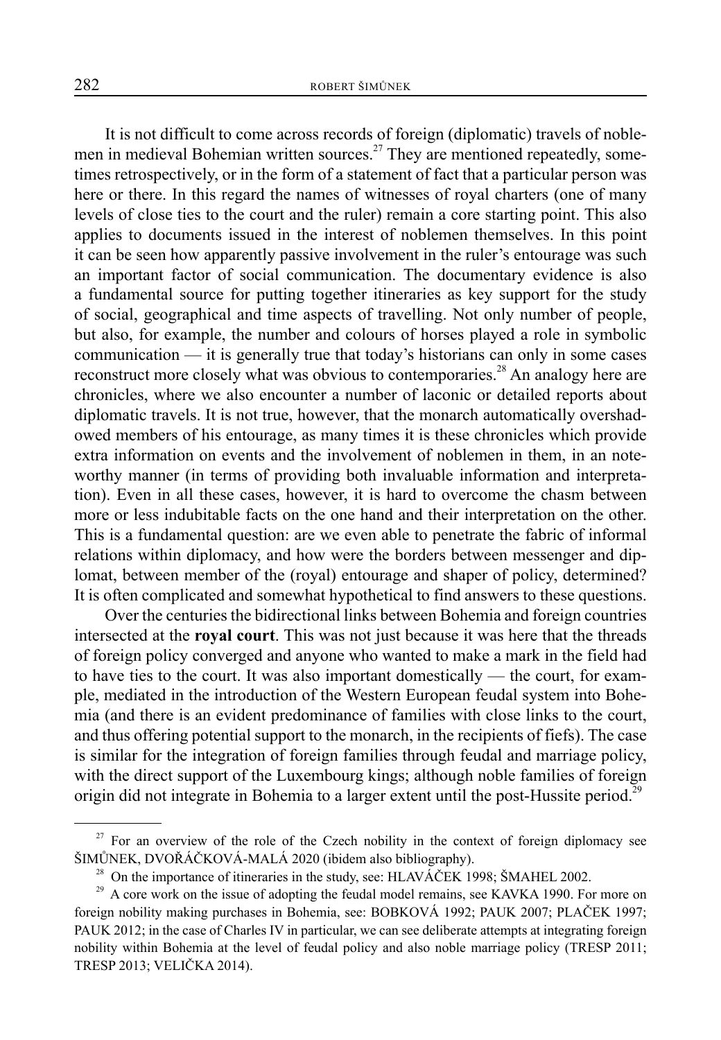It is not difficult to come across records of foreign (diplomatic) travels of noblemen in medieval Bohemian written sources.[27] They are mentioned repeatedly, sometimes retrospectively, or in the form of a statement of fact that a particular person was here or there. In this regard the names of witnesses of royal charters (one of many levels of close ties to the court and the ruler) remain a core starting point. This also applies to documents issued in the interest of noblemen themselves. In this point it can be seen how apparently passive involvement in the ruler's entourage was such an important factor of social communication. The documentary evidence is also a fundamental source for putting together itineraries as key support for the study of social, geographical and time aspects of travelling. Not only number of people, but also, for example, the number and colours of horses played a role in symbolic communication — it is generally true that today's historians can only in some cases reconstruct more closely what was obvious to contemporaries.[28] An analogy here are chronicles, where we also encounter a number of laconic or detailed reports about diplomatic travels. It is not true, however, that the monarch automatically overshadowed members of his entourage, as many times it is these chronicles which provide extra information on events and the involvement of noblemen in them, in an noteworthy manner (in terms of providing both invaluable information and interpretation). Even in all these cases, however, it is hard to overcome the chasm between more or less indubitable facts on the one hand and their interpretation on the other. This is a fundamental question: are we even able to penetrate the fabric of informal relations within diplomacy, and how were the borders between messenger and diplomat, between member of the (royal) entourage and shaper of policy, determined? It is often complicated and somewhat hypothetical to find answers to these questions.

Over the centuries the bidirectional links between Bohemia and foreign countries intersected at the **royal court**. This was not just because it was here that the threads of foreign policy converged and anyone who wanted to make a mark in the field had to have ties to the court. It was also important domestically — the court, for example, mediated in the introduction of the Western European feudal system into Bohemia (and there is an evident predominance of families with close links to the court, and thus offering potential support to the monarch, in the recipients of fiefs). The case is similar for the integration of foreign families through feudal and marriage policy, with the direct support of the Luxembourg kings; although noble families of foreign origin did not integrate in Bohemia to a larger extent until the post-Hussite period.[29]

---

[27] For an overview of the role of the Czech nobility in the context of foreign diplomacy see ŠIMŮNEK, DVOŘÁČKOVÁ-MALÁ 2020 (ibidem also bibliography).

[28] On the importance of itineraries in the study, see: HLAVÁČEK 1998; ŠMAHEL 2002.

[29] A core work on the issue of adopting the feudal model remains, see KAVKA 1990. For more on foreign nobility making purchases in Bohemia, see: BOBKOVÁ 1992; PAUK 2007; PLAČEK 1997; PAUK 2012; in the case of Charles IV in particular, we can see deliberate attempts at integrating foreign nobility within Bohemia at the level of feudal policy and also noble marriage policy (TRESP 2011; TRESP 2013; VELIČKA 2014).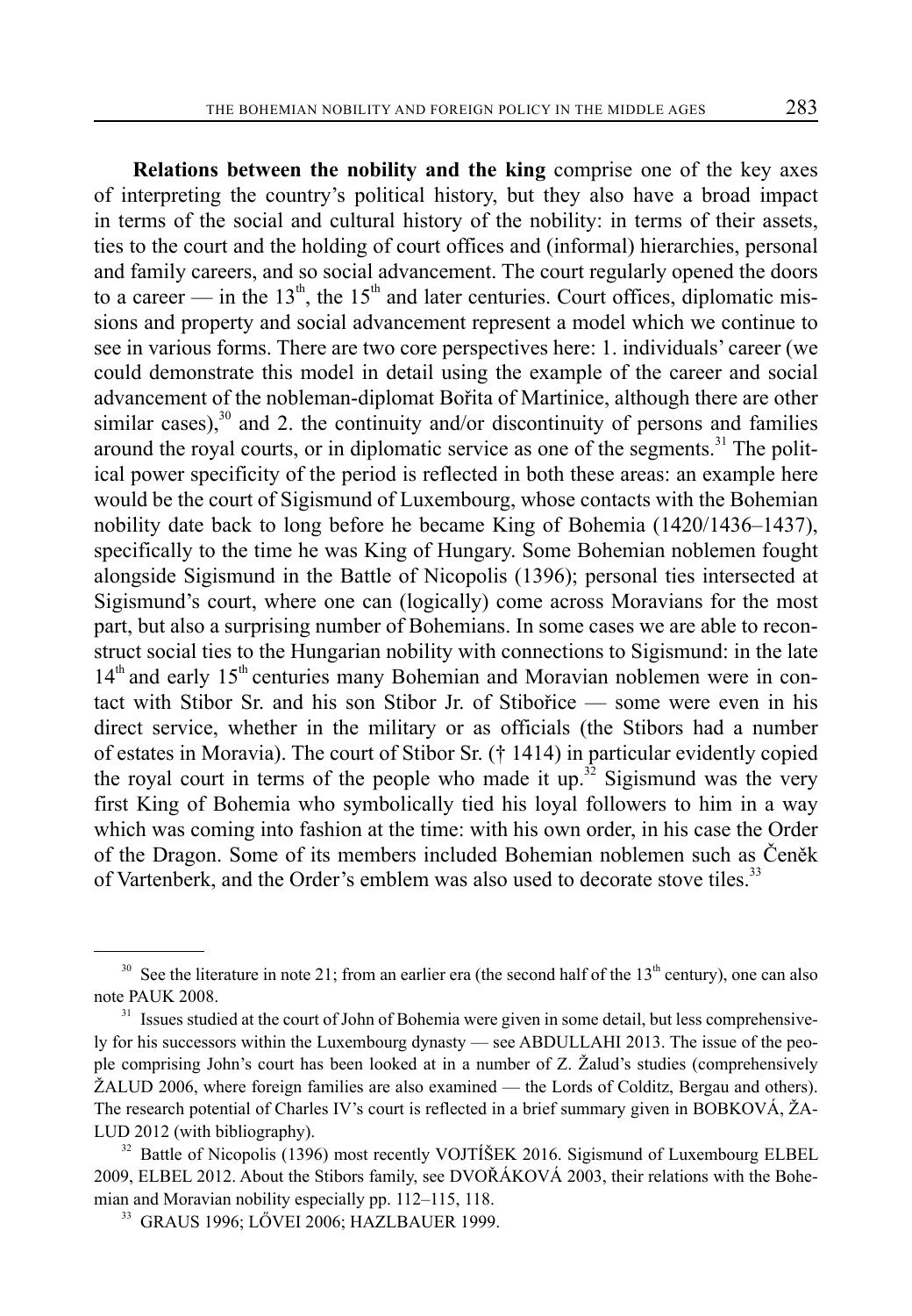**Relations between the nobility and the king** comprise one of the key axes of interpreting the country's political history, but they also have a broad impact in terms of the social and cultural history of the nobility: in terms of their assets, ties to the court and the holding of court offices and (informal) hierarchies, personal and family careers, and so social advancement. The court regularly opened the doors to a career — in the 13th, the 15th and later centuries. Court offices, diplomatic missions and property and social advancement represent a model which we continue to see in various forms. There are two core perspectives here: 1. individuals' career (we could demonstrate this model in detail using the example of the career and social advancement of the nobleman-diplomat Bořita of Martinice, although there are other similar cases),[30] and 2. the continuity and/or discontinuity of persons and families around the royal courts, or in diplomatic service as one of the segments.[31] The political power specificity of the period is reflected in both these areas: an example here would be the court of Sigismund of Luxembourg, whose contacts with the Bohemian nobility date back to long before he became King of Bohemia (1420/1436–1437), specifically to the time he was King of Hungary. Some Bohemian noblemen fought alongside Sigismund in the Battle of Nicopolis (1396); personal ties intersected at Sigismund's court, where one can (logically) come across Moravians for the most part, but also a surprising number of Bohemians. In some cases we are able to reconstruct social ties to the Hungarian nobility with connections to Sigismund: in the late 14th and early 15th centuries many Bohemian and Moravian noblemen were in contact with Stibor Sr. and his son Stibor Jr. of Stibořice — some were even in his direct service, whether in the military or as officials (the Stibors had a number of estates in Moravia). The court of Stibor Sr. († 1414) in particular evidently copied the royal court in terms of the people who made it up.[32] Sigismund was the very first King of Bohemia who symbolically tied his loyal followers to him in a way which was coming into fashion at the time: with his own order, in his case the Order of the Dragon. Some of its members included Bohemian noblemen such as Čeněk of Vartenberk, and the Order's emblem was also used to decorate stove tiles.[33]

---

[30] See the literature in note 21; from an earlier era (the second half of the 13th century), one can also note PAUK 2008.

[31] Issues studied at the court of John of Bohemia were given in some detail, but less comprehensively for his successors within the Luxembourg dynasty — see ABDULLAHI 2013. The issue of the people comprising John's court has been looked at in a number of Z. Žalud's studies (comprehensively ŽALUD 2006, where foreign families are also examined — the Lords of Colditz, Bergau and others). The research potential of Charles IV's court is reflected in a brief summary given in BOBKOVÁ, ŽALUD 2012 (with bibliography).

[32] Battle of Nicopolis (1396) most recently VOJTÍŠEK 2016. Sigismund of Luxembourg ELBEL 2009, ELBEL 2012. About the Stibors family, see DVOŘÁKOVÁ 2003, their relations with the Bohemian and Moravian nobility especially pp. 112–115, 118.

[33] GRAUS 1996; LŐVEI 2006; HAZLBAUER 1999.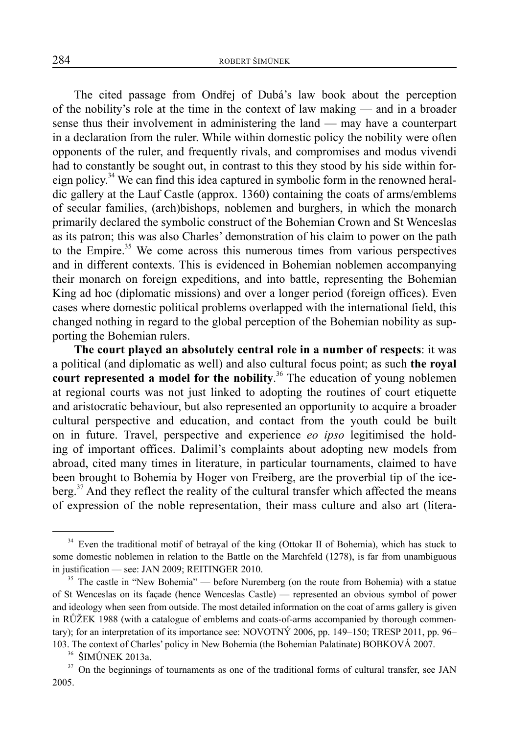The cited passage from Ondřej of Dubá's law book about the perception of the nobility's role at the time in the context of law making — and in a broader sense thus their involvement in administering the land — may have a counterpart in a declaration from the ruler. While within domestic policy the nobility were often opponents of the ruler, and frequently rivals, and compromises and modus vivendi had to constantly be sought out, in contrast to this they stood by his side within foreign policy.[34] We can find this idea captured in symbolic form in the renowned heraldic gallery at the Lauf Castle (approx. 1360) containing the coats of arms/emblems of secular families, (arch)bishops, noblemen and burghers, in which the monarch primarily declared the symbolic construct of the Bohemian Crown and St Wenceslas as its patron; this was also Charles' demonstration of his claim to power on the path to the Empire.[35] We come across this numerous times from various perspectives and in different contexts. This is evidenced in Bohemian noblemen accompanying their monarch on foreign expeditions, and into battle, representing the Bohemian King ad hoc (diplomatic missions) and over a longer period (foreign offices). Even cases where domestic political problems overlapped with the international field, this changed nothing in regard to the global perception of the Bohemian nobility as supporting the Bohemian rulers.

**The court played an absolutely central role in a number of respects**: it was a political (and diplomatic as well) and also cultural focus point; as such **the royal court represented a model for the nobility**.[36] The education of young noblemen at regional courts was not just linked to adopting the routines of court etiquette and aristocratic behaviour, but also represented an opportunity to acquire a broader cultural perspective and education, and contact from the youth could be built on in future. Travel, perspective and experience *eo ipso* legitimised the holding of important offices. Dalimil's complaints about adopting new models from abroad, cited many times in literature, in particular tournaments, claimed to have been brought to Bohemia by Hoger von Freiberg, are the proverbial tip of the iceberg.[37] And they reflect the reality of the cultural transfer which affected the means of expression of the noble representation, their mass culture and also art (litera-

---

[34] Even the traditional motif of betrayal of the king (Ottokar II of Bohemia), which has stuck to some domestic noblemen in relation to the Battle on the Marchfeld (1278), is far from unambiguous in justification — see: JAN 2009; REITINGER 2010.

[35] The castle in "New Bohemia" — before Nuremberg (on the route from Bohemia) with a statue of St Wenceslas on its façade (hence Wenceslas Castle) — represented an obvious symbol of power and ideology when seen from outside. The most detailed information on the coat of arms gallery is given in RŮŽEK 1988 (with a catalogue of emblems and coats-of-arms accompanied by thorough commentary); for an interpretation of its importance see: NOVOTNÝ 2006, pp. 149–150; TRESP 2011, pp. 96–103. The context of Charles' policy in New Bohemia (the Bohemian Palatinate) BOBKOVÁ 2007.

[36] ŠIMŮNEK 2013a.

[37] On the beginnings of tournaments as one of the traditional forms of cultural transfer, see JAN 2005.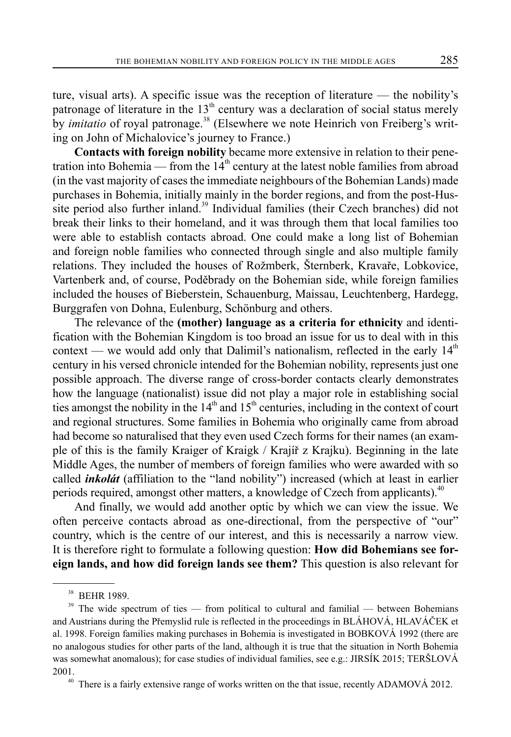ture, visual arts). A specific issue was the reception of literature — the nobility's patronage of literature in the 13th century was a declaration of social status merely by *imitatio* of royal patronage.[38] (Elsewhere we note Heinrich von Freiberg's writing on John of Michalovice's journey to France.)

**Contacts with foreign nobility** became more extensive in relation to their penetration into Bohemia — from the 14th century at the latest noble families from abroad (in the vast majority of cases the immediate neighbours of the Bohemian Lands) made purchases in Bohemia, initially mainly in the border regions, and from the post-Hussite period also further inland.[39] Individual families (their Czech branches) did not break their links to their homeland, and it was through them that local families too were able to establish contacts abroad. One could make a long list of Bohemian and foreign noble families who connected through single and also multiple family relations. They included the houses of Rožmberk, Šternberk, Kravaře, Lobkovice, Vartenberk and, of course, Poděbrady on the Bohemian side, while foreign families included the houses of Bieberstein, Schauenburg, Maissau, Leuchtenberg, Hardegg, Burggrafen von Dohna, Eulenburg, Schönburg and others.

The relevance of the **(mother) language as a criteria for ethnicity** and identification with the Bohemian Kingdom is too broad an issue for us to deal with in this context — we would add only that Dalimil's nationalism, reflected in the early 14th century in his versed chronicle intended for the Bohemian nobility, represents just one possible approach. The diverse range of cross-border contacts clearly demonstrates how the language (nationalist) issue did not play a major role in establishing social ties amongst the nobility in the 14th and 15th centuries, including in the context of court and regional structures. Some families in Bohemia who originally came from abroad had become so naturalised that they even used Czech forms for their names (an example of this is the family Kraiger of Kraigk / Krajíř z Krajku). Beginning in the late Middle Ages, the number of members of foreign families who were awarded with so called ***inkolát*** (affiliation to the "land nobility") increased (which at least in earlier periods required, amongst other matters, a knowledge of Czech from applicants).[40]

And finally, we would add another optic by which we can view the issue. We often perceive contacts abroad as one-directional, from the perspective of "our" country, which is the centre of our interest, and this is necessarily a narrow view. It is therefore right to formulate a following question: **How did Bohemians see foreign lands, and how did foreign lands see them?** This question is also relevant for

---

[38] BEHR 1989.

[39] The wide spectrum of ties — from political to cultural and familial — between Bohemians and Austrians during the Přemyslid rule is reflected in the proceedings in BLÁHOVÁ, HLAVÁČEK et al. 1998. Foreign families making purchases in Bohemia is investigated in BOBKOVÁ 1992 (there are no analogous studies for other parts of the land, although it is true that the situation in North Bohemia was somewhat anomalous); for case studies of individual families, see e.g.: JIRSÍK 2015; TERŠLOVÁ 2001.

[40] There is a fairly extensive range of works written on the that issue, recently ADAMOVÁ 2012.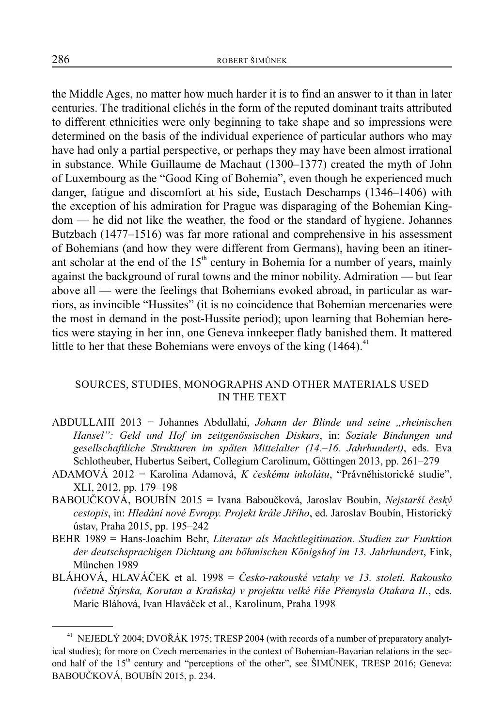the Middle Ages, no matter how much harder it is to find an answer to it than in later centuries. The traditional clichés in the form of the reputed dominant traits attributed to different ethnicities were only beginning to take shape and so impressions were determined on the basis of the individual experience of particular authors who may have had only a partial perspective, or perhaps they may have been almost irrational in substance. While Guillaume de Machaut (1300–1377) created the myth of John of Luxembourg as the "Good King of Bohemia", even though he experienced much danger, fatigue and discomfort at his side, Eustach Deschamps (1346–1406) with the exception of his admiration for Prague was disparaging of the Bohemian Kingdom — he did not like the weather, the food or the standard of hygiene. Johannes Butzbach (1477–1516) was far more rational and comprehensive in his assessment of Bohemians (and how they were different from Germans), having been an itinerant scholar at the end of the 15th century in Bohemia for a number of years, mainly against the background of rural towns and the minor nobility. Admiration — but fear above all — were the feelings that Bohemians evoked abroad, in particular as warriors, as invincible "Hussites" (it is no coincidence that Bohemian mercenaries were the most in demand in the post-Hussite period); upon learning that Bohemian heretics were staying in her inn, one Geneva innkeeper flatly banished them. It mattered little to her that these Bohemians were envoys of the king (1464).[41]

## SOURCES, STUDIES, MONOGRAPHS AND OTHER MATERIALS USED IN THE TEXT

ABDULLAHI 2013 = Johannes Abdullahi, *Johann der Blinde und seine „rheinischen Hansel": Geld und Hof im zeitgenössischen Diskurs*, in: *Soziale Bindungen und gesellschaftliche Strukturen im späten Mittelalter (14.–16. Jahrhundert)*, eds. Eva Schlotheuber, Hubertus Seibert, Collegium Carolinum, Göttingen 2013, pp. 261–279

ADAMOVÁ 2012 = Karolina Adamová, *K českému inkolátu*, "Právněhistorické studie", XLI, 2012, pp. 179–198

BABOUČKOVÁ, BOUBÍN 2015 = Ivana Baboučková, Jaroslav Boubín, *Nejstarší český cestopis*, in: *Hledání nové Evropy. Projekt krále Jiřího*, ed. Jaroslav Boubín, Historický ústav, Praha 2015, pp. 195–242

BEHR 1989 = Hans-Joachim Behr, *Literatur als Machtlegitimation. Studien zur Funktion der deutschsprachigen Dichtung am böhmischen Königshof im 13. Jahrhundert*, Fink, München 1989

BLÁHOVÁ, HLAVÁČEK et al. 1998 = *Česko-rakouské vztahy ve 13. století. Rakousko (včetně Štýrska, Korutan a Kraňska) v projektu velké říše Přemysla Otakara II.*, eds. Marie Bláhová, Ivan Hlaváček et al., Karolinum, Praha 1998

[41] NEJEDLÝ 2004; DVOŘÁK 1975; TRESP 2004 (with records of a number of preparatory analytical studies); for more on Czech mercenaries in the context of Bohemian-Bavarian relations in the second half of the 15th century and "perceptions of the other", see ŠIMŮNEK, TRESP 2016; Geneva: BABOUČKOVÁ, BOUBÍN 2015, p. 234.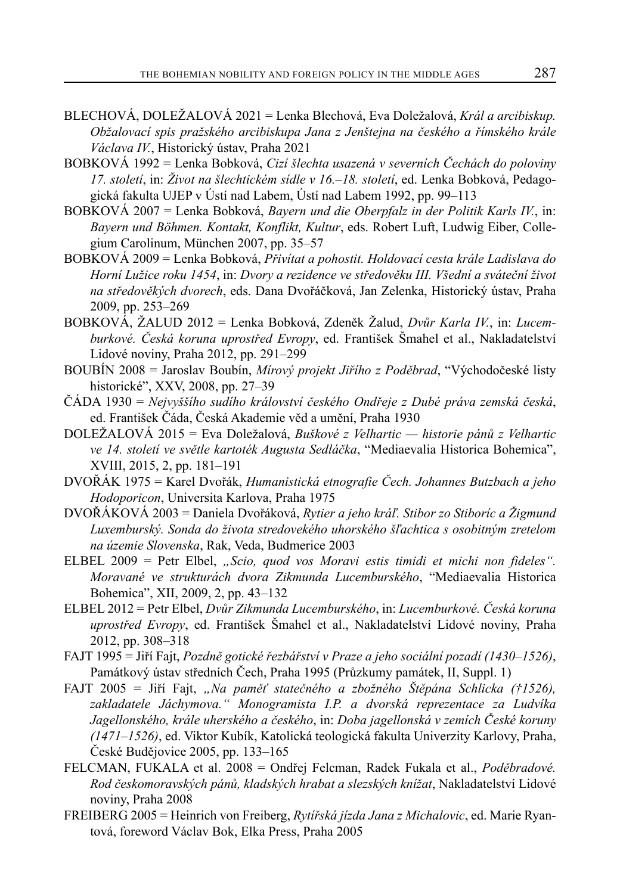BLECHOVÁ, DOLEŽALOVÁ 2021 = Lenka Blechová, Eva Doležalová, *Král a arcibiskup. Obžalovací spis pražského arcibiskupa Jana z Jenštejna na českého a římského krále Václava IV.*, Historický ústav, Praha 2021

BOBKOVÁ 1992 = Lenka Bobková, *Cizí šlechta usazená v severních Čechách do poloviny 17. století*, in: *Život na šlechtickém sídle v 16.–18. století*, ed. Lenka Bobková, Pedagogická fakulta UJEP v Ústí nad Labem, Ústí nad Labem 1992, pp. 99–113

BOBKOVÁ 2007 = Lenka Bobková, *Bayern und die Oberpfalz in der Politik Karls IV.*, in: *Bayern und Böhmen. Kontakt, Konflikt, Kultur*, eds. Robert Luft, Ludwig Eiber, Collegium Carolinum, München 2007, pp. 35–57

BOBKOVÁ 2009 = Lenka Bobková, *Přivítat a pohostit. Holdovací cesta krále Ladislava do Horní Lužice roku 1454*, in: *Dvory a rezidence ve středověku III. Všední a sváteční život na středověkých dvorech*, eds. Dana Dvořáčková, Jan Zelenka, Historický ústav, Praha 2009, pp. 253–269

BOBKOVÁ, ŽALUD 2012 = Lenka Bobková, Zdeněk Žalud, *Dvůr Karla IV.*, in: *Lucemburkové. Česká koruna uprostřed Evropy*, ed. František Šmahel et al., Nakladatelství Lidové noviny, Praha 2012, pp. 291–299

BOUBÍN 2008 = Jaroslav Boubín, *Mírový projekt Jiřího z Poděbrad*, "Východočeské listy historické", XXV, 2008, pp. 27–39

ČÁDA 1930 = *Nejvyššího sudího království českého Ondřeje z Dubé práva zemská česká*, ed. František Čáda, Česká Akademie věd a umění, Praha 1930

DOLEŽALOVÁ 2015 = Eva Doležalová, *Buškové z Velhartic — historie pánů z Velhartic ve 14. století ve světle kartoték Augusta Sedláčka*, "Mediaevalia Historica Bohemica", XVIII, 2015, 2, pp. 181–191

DVOŘÁK 1975 = Karel Dvořák, *Humanistická etnografie Čech. Johannes Butzbach a jeho Hodoporicon*, Universita Karlova, Praha 1975

DVOŘÁKOVÁ 2003 = Daniela Dvořáková, *Rytier a jeho kráľ. Stibor zo Stiboríc a Žigmund Luxemburský. Sonda do života stredovekého uhorského šľachtica s osobitným zreteľom na územie Slovenska*, Rak, Veda, Budmerice 2003

ELBEL 2009 = Petr Elbel, *„Scio, quod vos Moravi estis timidi et michi non fideles". Moravané ve strukturách dvora Zikmunda Lucemburského*, "Mediaevalia Historica Bohemica", XII, 2009, 2, pp. 43–132

ELBEL 2012 = Petr Elbel, *Dvůr Zikmunda Lucemburského*, in: *Lucemburkové. Česká koruna uprostřed Evropy*, ed. František Šmahel et al., Nakladatelství Lidové noviny, Praha 2012, pp. 308–318

FAJT 1995 = Jiří Fajt, *Pozdně gotické řezbářství v Praze a jeho sociální pozadí (1430–1526)*, Památkový ústav středních Čech, Praha 1995 (Průzkumy památek, II, Suppl. 1)

FAJT 2005 = Jiří Fajt, *„Na paměť statečného a zbožného Štěpána Schlicka (†1526), zakladatele Jáchymova." Monogramista I.P. a dvorská reprezentace za Ludvíka Jagellonského, krále uherského a českého*, in: *Doba jagellonská v zemích České koruny (1471–1526)*, ed. Viktor Kubík, Katolická teologická fakulta Univerzity Karlovy, Praha, České Budějovice 2005, pp. 133–165

FELCMAN, FUKALA et al. 2008 = Ondřej Felcman, Radek Fukala et al., *Poděbradové. Rod českomoravských pánů, kladských hrabat a slezských knížat*, Nakladatelství Lidové noviny, Praha 2008

FREIBERG 2005 = Heinrich von Freiberg, *Rytířská jízda Jana z Michalovic*, ed. Marie Ryantová, foreword Václav Bok, Elka Press, Praha 2005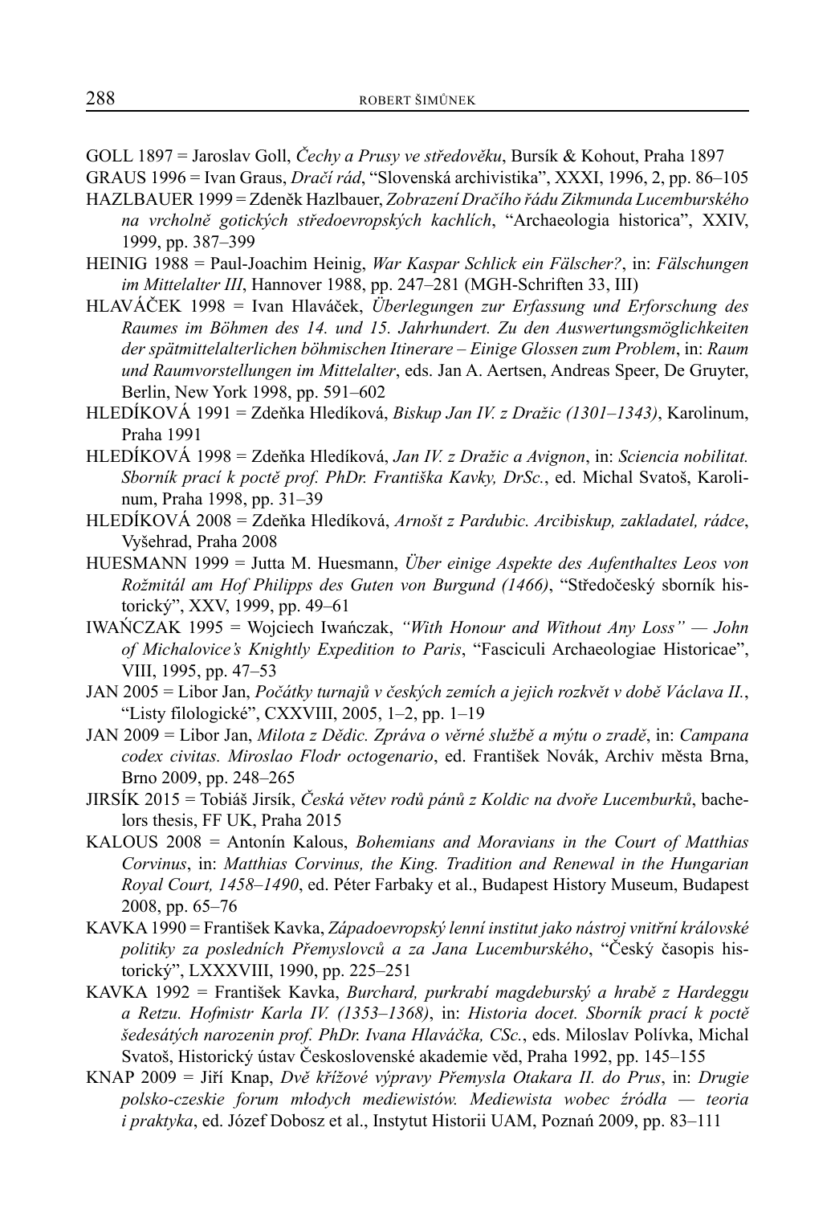GOLL 1897 = Jaroslav Goll, *Čechy a Prusy ve středověku*, Bursík & Kohout, Praha 1897

GRAUS 1996 = Ivan Graus, *Dračí rád*, "Slovenská archivistika", XXXI, 1996, 2, pp. 86–105

HAZLBAUER 1999 = Zdeněk Hazlbauer, *Zobrazení Dračího řádu Zikmunda Lucemburského na vrcholně gotických středoevropských kachlích*, "Archaeologia historica", XXIV, 1999, pp. 387–399

HEINIG 1988 = Paul-Joachim Heinig, *War Kaspar Schlick ein Fälscher?*, in: *Fälschungen im Mittelalter III*, Hannover 1988, pp. 247–281 (MGH-Schriften 33, III)

HLAVÁČEK 1998 = Ivan Hlaváček, *Überlegungen zur Erfassung und Erforschung des Raumes im Böhmen des 14. und 15. Jahrhundert. Zu den Auswertungsmöglichkeiten der spätmittelalterlichen böhmischen Itinerare – Einige Glossen zum Problem*, in: *Raum und Raumvorstellungen im Mittelalter*, eds. Jan A. Aertsen, Andreas Speer, De Gruyter, Berlin, New York 1998, pp. 591–602

HLEDÍKOVÁ 1991 = Zdeňka Hledíková, *Biskup Jan IV. z Dražic (1301–1343)*, Karolinum, Praha 1991

HLEDÍKOVÁ 1998 = Zdeňka Hledíková, *Jan IV. z Dražic a Avignon*, in: *Sciencia nobilitat. Sborník prací k poctě prof. PhDr. Františka Kavky, DrSc.*, ed. Michal Svatoš, Karolinum, Praha 1998, pp. 31–39

HLEDÍKOVÁ 2008 = Zdeňka Hledíková, *Arnošt z Pardubic. Arcibiskup, zakladatel, rádce*, Vyšehrad, Praha 2008

HUESMANN 1999 = Jutta M. Huesmann, *Über einige Aspekte des Aufenthaltes Leos von Rožmitál am Hof Philipps des Guten von Burgund (1466)*, "Středočeský sborník historický", XXV, 1999, pp. 49–61

IWAŃCZAK 1995 = Wojciech Iwańczak, *"With Honour and Without Any Loss" — John of Michalovice's Knightly Expedition to Paris*, "Fasciculi Archaeologiae Historicae", VIII, 1995, pp. 47–53

JAN 2005 = Libor Jan, *Počátky turnajů v českých zemích a jejich rozkvět v době Václava II.*, "Listy filologické", CXXVIII, 2005, 1–2, pp. 1–19

JAN 2009 = Libor Jan, *Milota z Dědic. Zpráva o věrné službě a mýtu o zradě*, in: *Campana codex civitas. Miroslao Flodr octogenario*, ed. František Novák, Archiv města Brna, Brno 2009, pp. 248–265

JIRSÍK 2015 = Tobiáš Jirsík, *Česká větev rodů pánů z Koldic na dvoře Lucemburků*, bachelors thesis, FF UK, Praha 2015

KALOUS 2008 = Antonín Kalous, *Bohemians and Moravians in the Court of Matthias Corvinus*, in: *Matthias Corvinus, the King. Tradition and Renewal in the Hungarian Royal Court, 1458–1490*, ed. Péter Farbaky et al., Budapest History Museum, Budapest 2008, pp. 65–76

KAVKA 1990 = František Kavka, *Západoevropský lenní institut jako nástroj vnitřní královské politiky za posledních Přemyslovců a za Jana Lucemburského*, "Český časopis historický", LXXXVIII, 1990, pp. 225–251

KAVKA 1992 = František Kavka, *Burchard, purkrabí magdeburský a hrabě z Hardeggu a Retzu. Hofmistr Karla IV. (1353–1368)*, in: *Historia docet. Sborník prací k poctě šedesátých narozenin prof. PhDr. Ivana Hlaváčka, CSc.*, eds. Miloslav Polívka, Michal Svatoš, Historický ústav Československé akademie věd, Praha 1992, pp. 145–155

KNAP 2009 = Jiří Knap, *Dvě křížové výpravy Přemysla Otakara II. do Prus*, in: *Drugie polsko-czeskie forum młodych mediewistów. Mediewista wobec źródła — teoria i praktyka*, ed. Józef Dobosz et al., Instytut Historii UAM, Poznań 2009, pp. 83–111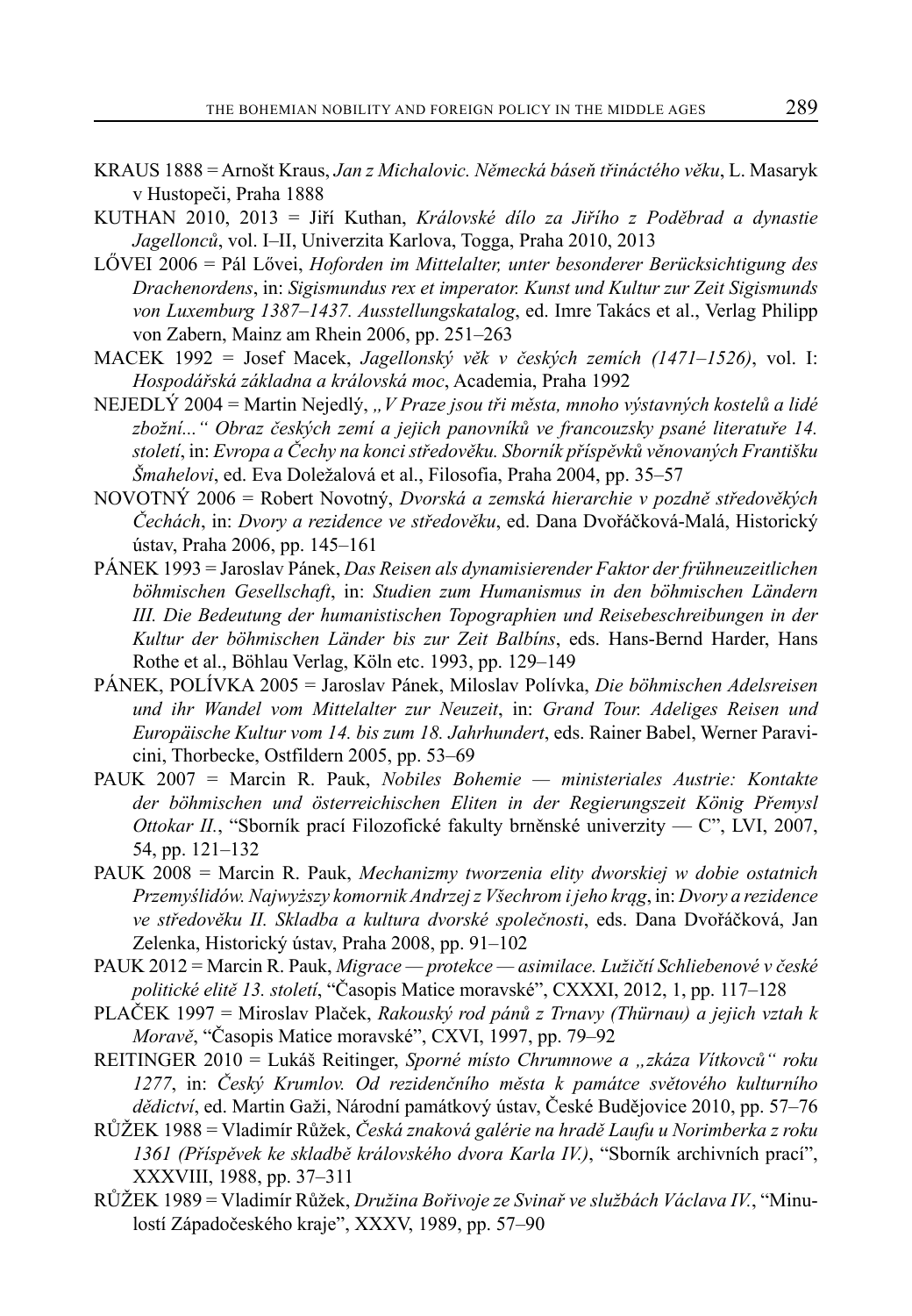KRAUS 1888 = Arnošt Kraus, *Jan z Michalovic. Německá báseň třináctého věku*, L. Masaryk v Hustopeči, Praha 1888

KUTHAN 2010, 2013 = Jiří Kuthan, *Královské dílo za Jiřího z Poděbrad a dynastie Jagellonců*, vol. I–II, Univerzita Karlova, Togga, Praha 2010, 2013

LŐVEI 2006 = Pál Lővei, *Hoforden im Mittelalter, unter besonderer Berücksichtigung des Drachenordens*, in: *Sigismundus rex et imperator. Kunst und Kultur zur Zeit Sigismunds von Luxemburg 1387–1437. Ausstellungskatalog*, ed. Imre Takács et al., Verlag Philipp von Zabern, Mainz am Rhein 2006, pp. 251–263

MACEK 1992 = Josef Macek, *Jagellonský věk v českých zemích (1471–1526)*, vol. I: *Hospodářská základna a královská moc*, Academia, Praha 1992

NEJEDLÝ 2004 = Martin Nejedlý, *„V Praze jsou tři města, mnoho výstavných kostelů a lidé zbožní..." Obraz českých zemí a jejich panovníků ve francouzsky psané literatuře 14. století*, in: *Evropa a Čechy na konci středověku. Sborník příspěvků věnovaných Františku Šmahelovi*, ed. Eva Doležalová et al., Filosofia, Praha 2004, pp. 35–57

NOVOTNÝ 2006 = Robert Novotný, *Dvorská a zemská hierarchie v pozdně středověkých Čechách*, in: *Dvory a rezidence ve středověku*, ed. Dana Dvořáčková-Malá, Historický ústav, Praha 2006, pp. 145–161

PÁNEK 1993 = Jaroslav Pánek, *Das Reisen als dynamisierender Faktor der frühneuzeitlichen böhmischen Gesellschaft*, in: *Studien zum Humanismus in den böhmischen Ländern III. Die Bedeutung der humanistischen Topographien und Reisebeschreibungen in der Kultur der böhmischen Länder bis zur Zeit Balbíns*, eds. Hans-Bernd Harder, Hans Rothe et al., Böhlau Verlag, Köln etc. 1993, pp. 129–149

PÁNEK, POLÍVKA 2005 = Jaroslav Pánek, Miloslav Polívka, *Die böhmischen Adelsreisen und ihr Wandel vom Mittelalter zur Neuzeit*, in: *Grand Tour. Adeliges Reisen und Europäische Kultur vom 14. bis zum 18. Jahrhundert*, eds. Rainer Babel, Werner Paravicini, Thorbecke, Ostfildern 2005, pp. 53–69

PAUK 2007 = Marcin R. Pauk, *Nobiles Bohemie — ministeriales Austrie: Kontakte der böhmischen und österreichischen Eliten in der Regierungszeit König Přemysl Ottokar II.*, "Sborník prací Filozofické fakulty brněnské univerzity — C", LVI, 2007, 54, pp. 121–132

PAUK 2008 = Marcin R. Pauk, *Mechanizmy tworzenia elity dworskiej w dobie ostatnich Przemyślidów. Najwyższy komornik Andrzej z Všechrom i jeho krąg*, in: *Dvory a rezidence ve středověku II. Skladba a kultura dvorské společnosti*, eds. Dana Dvořáčková, Jan Zelenka, Historický ústav, Praha 2008, pp. 91–102

PAUK 2012 = Marcin R. Pauk, *Migrace — protekce — asimilace. Lužičtí Schliebenové v české politické elitě 13. století*, "Časopis Matice moravské", CXXXI, 2012, 1, pp. 117–128

PLAČEK 1997 = Miroslav Plaček, *Rakouský rod pánů z Trnavy (Thürnau) a jejich vztah k Moravě*, "Časopis Matice moravské", CXVI, 1997, pp. 79–92

REITINGER 2010 = Lukáš Reitinger, *Sporné místo Chrumnowe a „zkáza Vítkovců" roku 1277*, in: *Český Krumlov. Od rezidenčního města k památce světového kulturního dědictví*, ed. Martin Gaži, Národní památkový ústav, České Budějovice 2010, pp. 57–76

RŮŽEK 1988 = Vladimír Růžek, *Česká znaková galérie na hradě Laufu u Norimberka z roku 1361 (Příspěvek ke skladbě královského dvora Karla IV.)*, "Sborník archivních prací", XXXVIII, 1988, pp. 37–311

RŮŽEK 1989 = Vladimír Růžek, *Družina Bořivoje ze Svinař ve službách Václava IV.*, "Minulostí Západočeského kraje", XXXV, 1989, pp. 57–90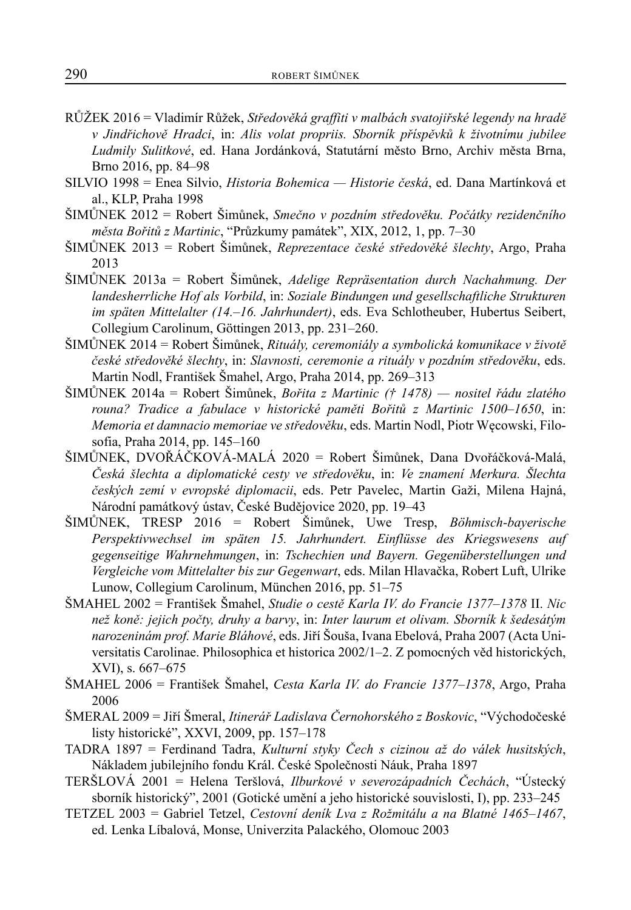RŮŽEK 2016 = Vladimír Růžek, *Středověká graffiti v malbách svatojiřské legendy na hradě v Jindřichově Hradci*, in: *Alis volat propriis. Sborník příspěvků k životnímu jubilee Ludmily Sulitkové*, ed. Hana Jordánková, Statutární město Brno, Archiv města Brna, Brno 2016, pp. 84–98

SILVIO 1998 = Enea Silvio, *Historia Bohemica — Historie česká*, ed. Dana Martínková et al., KLP, Praha 1998

ŠIMŮNEK 2012 = Robert Šimůnek, *Smečno v pozdním středověku. Počátky rezidenčního města Bořitů z Martinic*, "Průzkumy památek", XIX, 2012, 1, pp. 7–30

ŠIMŮNEK 2013 = Robert Šimůnek, *Reprezentace české středověké šlechty*, Argo, Praha 2013

ŠIMŮNEK 2013a = Robert Šimůnek, *Adelige Repräsentation durch Nachahmung. Der landesherrliche Hof als Vorbild*, in: *Soziale Bindungen und gesellschaftliche Strukturen im späten Mittelalter (14.–16. Jahrhundert)*, eds. Eva Schlotheuber, Hubertus Seibert, Collegium Carolinum, Göttingen 2013, pp. 231–260.

ŠIMŮNEK 2014 = Robert Šimůnek, *Rituály, ceremoniály a symbolická komunikace v životě české středověké šlechty*, in: *Slavnosti, ceremonie a rituály v pozdním středověku*, eds. Martin Nodl, František Šmahel, Argo, Praha 2014, pp. 269–313

ŠIMŮNEK 2014a = Robert Šimůnek, *Bořita z Martinic († 1478) — nositel řádu zlatého rouna? Tradice a fabulace v historické paměti Bořitů z Martinic 1500–1650*, in: *Memoria et damnacio memoriae ve středověku*, eds. Martin Nodl, Piotr Węcowski, Filosofia, Praha 2014, pp. 145–160

ŠIMŮNEK, DVOŘÁČKOVÁ-MALÁ 2020 = Robert Šimůnek, Dana Dvořáčková-Malá, *Česká šlechta a diplomatické cesty ve středověku*, in: *Ve znamení Merkura. Šlechta českých zemí v evropské diplomacii*, eds. Petr Pavelec, Martin Gaži, Milena Hajná, Národní památkový ústav, České Budějovice 2020, pp. 19–43

ŠIMŮNEK, TRESP 2016 = Robert Šimůnek, Uwe Tresp, *Böhmisch-bayerische Perspektivwechsel im späten 15. Jahrhundert. Einflüsse des Kriegswesens auf gegenseitige Wahrnehmungen*, in: *Tschechien und Bayern. Gegenüberstellungen und Vergleiche vom Mittelalter bis zur Gegenwart*, eds. Milan Hlavačka, Robert Luft, Ulrike Lunow, Collegium Carolinum, München 2016, pp. 51–75

ŠMAHEL 2002 = František Šmahel, *Studie o cestě Karla IV. do Francie 1377–1378* II. *Nic než koně: jejich počty, druhy a barvy*, in: *Inter laurum et olivam. Sborník k šedesátým narozeninám prof. Marie Bláhové*, eds. Jiří Šouša, Ivana Ebelová, Praha 2007 (Acta Universitatis Carolinae. Philosophica et historica 2002/1–2. Z pomocných věd historických, XVI), s. 667–675

ŠMAHEL 2006 = František Šmahel, *Cesta Karla IV. do Francie 1377–1378*, Argo, Praha 2006

ŠMERAL 2009 = Jiří Šmeral, *Itinerář Ladislava Černohorského z Boskovic*, "Východočeské listy historické", XXVI, 2009, pp. 157–178

TADRA 1897 = Ferdinand Tadra, *Kulturní styky Čech s cizinou až do válek husitských*, Nákladem jubilejního fondu Král. České Společnosti Náuk, Praha 1897

TERŠLOVÁ 2001 = Helena Teršlová, *Ilburkové v severozápadních Čechách*, "Ústecký sborník historický", 2001 (Gotické umění a jeho historické souvislosti, I), pp. 233–245

TETZEL 2003 = Gabriel Tetzel, *Cestovní deník Lva z Rožmitálu a na Blatné 1465–1467*, ed. Lenka Líbalová, Monse, Univerzita Palackého, Olomouc 2003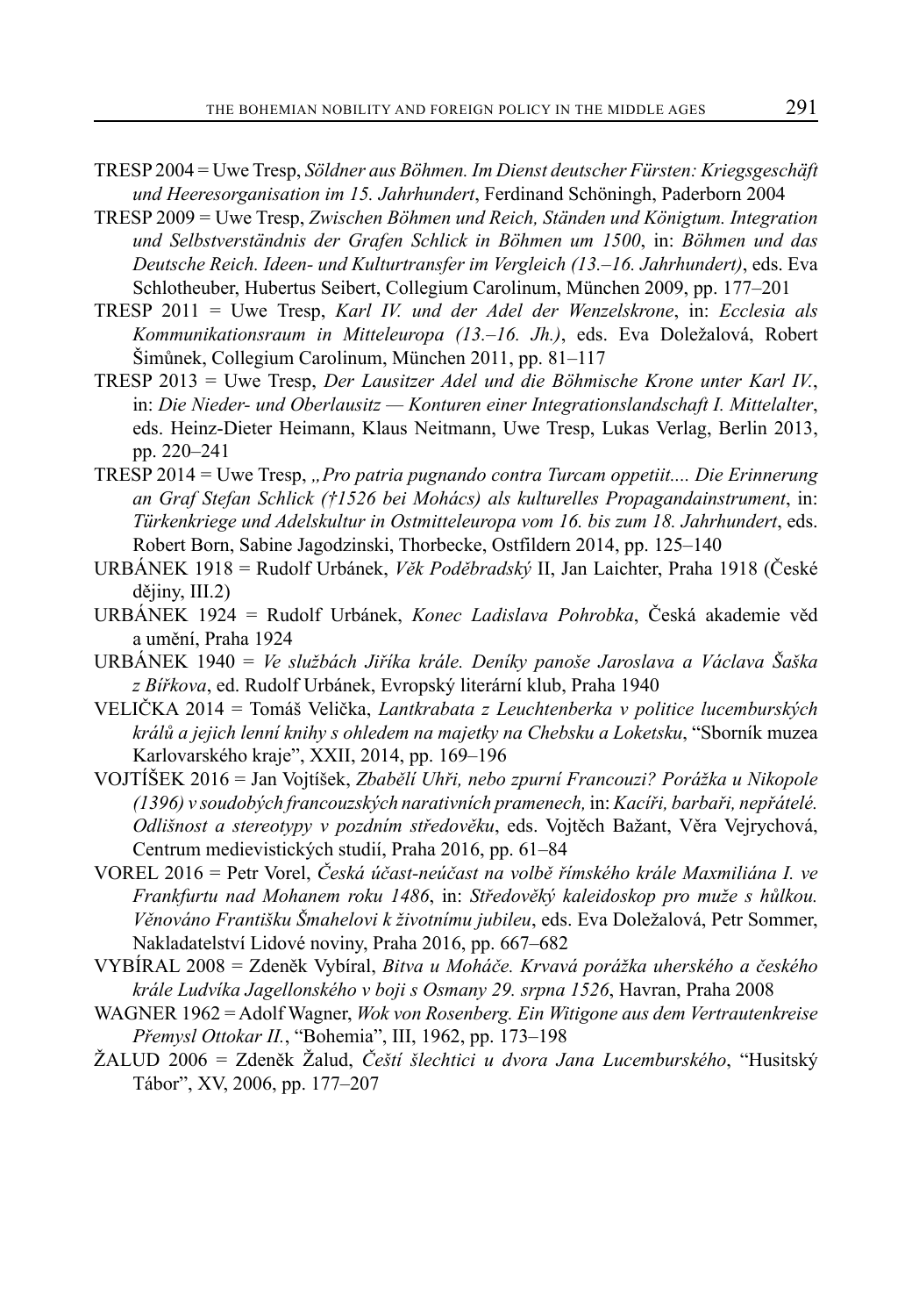TRESP 2004 = Uwe Tresp, *Söldner aus Böhmen. Im Dienst deutscher Fürsten: Kriegsgeschäft und Heeresorganisation im 15. Jahrhundert*, Ferdinand Schöningh, Paderborn 2004

TRESP 2009 = Uwe Tresp, *Zwischen Böhmen und Reich, Ständen und Königtum. Integration und Selbstverständnis der Grafen Schlick in Böhmen um 1500*, in: *Böhmen und das Deutsche Reich. Ideen- und Kulturtransfer im Vergleich (13.–16. Jahrhundert)*, eds. Eva Schlotheuber, Hubertus Seibert, Collegium Carolinum, München 2009, pp. 177–201

TRESP 2011 = Uwe Tresp, *Karl IV. und der Adel der Wenzelskrone*, in: *Ecclesia als Kommunikationsraum in Mitteleuropa (13.–16. Jh.)*, eds. Eva Doležalová, Robert Šimůnek, Collegium Carolinum, München 2011, pp. 81–117

TRESP 2013 = Uwe Tresp, *Der Lausitzer Adel und die Böhmische Krone unter Karl IV.*, in: *Die Nieder- und Oberlausitz — Konturen einer Integrationslandschaft I. Mittelalter*, eds. Heinz-Dieter Heimann, Klaus Neitmann, Uwe Tresp, Lukas Verlag, Berlin 2013, pp. 220–241

TRESP 2014 = Uwe Tresp, *„Pro patria pugnando contra Turcam oppetiit.... Die Erinnerung an Graf Stefan Schlick (†1526 bei Mohács) als kulturelles Propagandainstrument*, in: *Türkenkriege und Adelskultur in Ostmitteleuropa vom 16. bis zum 18. Jahrhundert*, eds. Robert Born, Sabine Jagodzinski, Thorbecke, Ostfildern 2014, pp. 125–140

URBÁNEK 1918 = Rudolf Urbánek, *Věk Poděbradský* II, Jan Laichter, Praha 1918 (České dějiny, III.2)

URBÁNEK 1924 = Rudolf Urbánek, *Konec Ladislava Pohrobka*, Česká akademie věd a umění, Praha 1924

URBÁNEK 1940 = *Ve službách Jiříka krále. Deníky panoše Jaroslava a Václava Šaška z Bířkova*, ed. Rudolf Urbánek, Evropský literární klub, Praha 1940

VELIČKA 2014 = Tomáš Velička, *Lantkrabata z Leuchtenberka v politice lucemburských králů a jejich lenní knihy s ohledem na majetky na Chebsku a Loketsku*, "Sborník muzea Karlovarského kraje", XXII, 2014, pp. 169–196

VOJTÍŠEK 2016 = Jan Vojtíšek, *Zbabělí Uhři, nebo zpurní Francouzi? Porážka u Nikopole (1396) v soudobých francouzských narativních pramenech,* in: *Kacíři, barbaři, nepřátelé. Odlišnost a stereotypy v pozdním středověku*, eds. Vojtěch Bažant, Věra Vejrychová, Centrum medievistických studií, Praha 2016, pp. 61–84

VOREL 2016 = Petr Vorel, *Česká účast-neúčast na volbě římského krále Maxmiliána I. ve Frankfurtu nad Mohanem roku 1486*, in: *Středověký kaleidoskop pro muže s hůlkou. Věnováno Františku Šmahelovi k životnímu jubileu*, eds. Eva Doležalová, Petr Sommer, Nakladatelství Lidové noviny, Praha 2016, pp. 667–682

VYBÍRAL 2008 = Zdeněk Vybíral, *Bitva u Moháče. Krvavá porážka uherského a českého krále Ludvíka Jagellonského v boji s Osmany 29. srpna 1526*, Havran, Praha 2008

WAGNER 1962 = Adolf Wagner, *Wok von Rosenberg. Ein Witigone aus dem Vertrautenkreise Přemysl Ottokar II.*, "Bohemia", III, 1962, pp. 173–198

ŽALUD 2006 = Zdeněk Žalud, *Čeští šlechtici u dvora Jana Lucemburského*, "Husitský Tábor", XV, 2006, pp. 177–207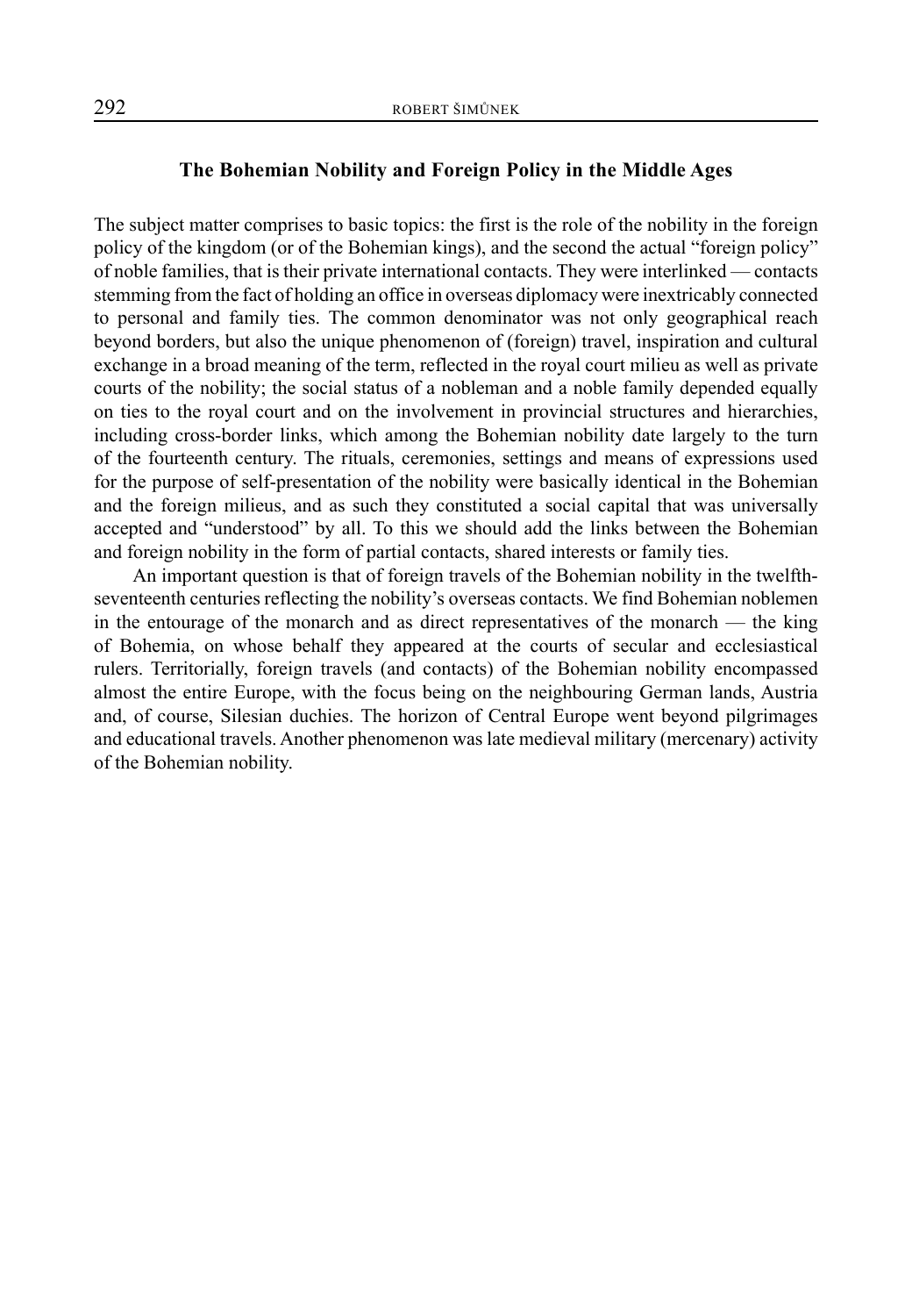## The Bohemian Nobility and Foreign Policy in the Middle Ages

The subject matter comprises to basic topics: the first is the role of the nobility in the foreign policy of the kingdom (or of the Bohemian kings), and the second the actual "foreign policy" of noble families, that is their private international contacts. They were interlinked — contacts stemming from the fact of holding an office in overseas diplomacy were inextricably connected to personal and family ties. The common denominator was not only geographical reach beyond borders, but also the unique phenomenon of (foreign) travel, inspiration and cultural exchange in a broad meaning of the term, reflected in the royal court milieu as well as private courts of the nobility; the social status of a nobleman and a noble family depended equally on ties to the royal court and on the involvement in provincial structures and hierarchies, including cross-border links, which among the Bohemian nobility date largely to the turn of the fourteenth century. The rituals, ceremonies, settings and means of expressions used for the purpose of self-presentation of the nobility were basically identical in the Bohemian and the foreign milieus, and as such they constituted a social capital that was universally accepted and "understood" by all. To this we should add the links between the Bohemian and foreign nobility in the form of partial contacts, shared interests or family ties.

An important question is that of foreign travels of the Bohemian nobility in the twelfth-seventeenth centuries reflecting the nobility's overseas contacts. We find Bohemian noblemen in the entourage of the monarch and as direct representatives of the monarch — the king of Bohemia, on whose behalf they appeared at the courts of secular and ecclesiastical rulers. Territorially, foreign travels (and contacts) of the Bohemian nobility encompassed almost the entire Europe, with the focus being on the neighbouring German lands, Austria and, of course, Silesian duchies. The horizon of Central Europe went beyond pilgrimages and educational travels. Another phenomenon was late medieval military (mercenary) activity of the Bohemian nobility.